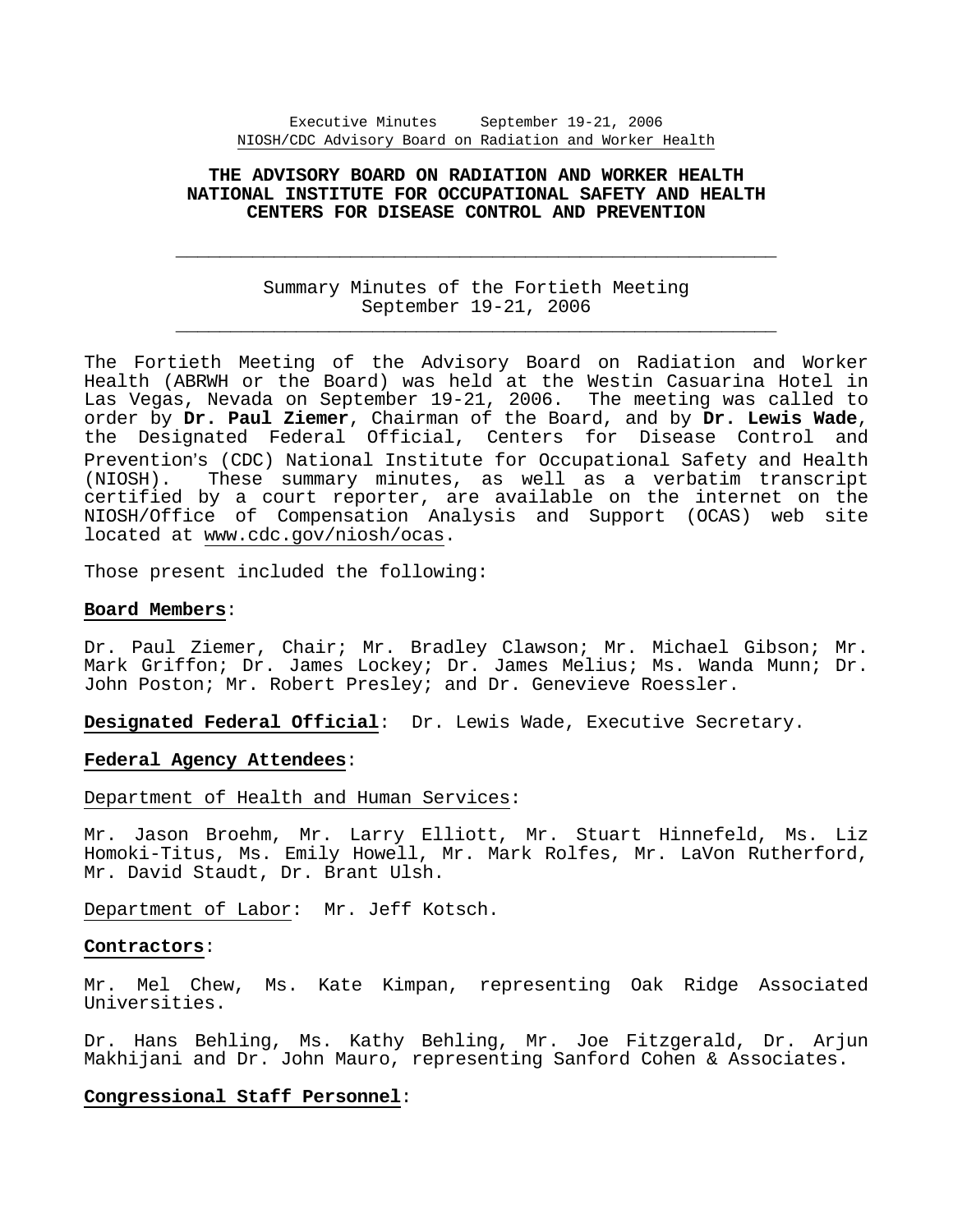# THE ADVISORY BOARD ON RADIATION AND WORKER HEALTH
# NATIONAL INSTITUTE FOR OCCUPATIONAL SAFETY AND HEALTH
# CENTERS FOR DISEASE CONTROL AND PREVENTION

---

Summary Minutes of the Fortieth Meeting
September 19-21, 2006

---

The Fortieth Meeting of the Advisory Board on Radiation and Worker Health (ABRWH or the Board) was held at the Westin Casuarina Hotel in Las Vegas, Nevada on September 19-21, 2006. The meeting was called to order by **Dr. Paul Ziemer**, Chairman of the Board, and by **Dr. Lewis Wade**, the Designated Federal Official, Centers for Disease Control and Prevention's (CDC) National Institute for Occupational Safety and Health (NIOSH). These summary minutes, as well as a verbatim transcript certified by a court reporter, are available on the internet on the NIOSH/Office of Compensation Analysis and Support (OCAS) web site located at www.cdc.gov/niosh/ocas.

Those present included the following:

**Board Members**:

Dr. Paul Ziemer, Chair; Mr. Bradley Clawson; Mr. Michael Gibson; Mr. Mark Griffon; Dr. James Lockey; Dr. James Melius; Ms. Wanda Munn; Dr. John Poston; Mr. Robert Presley; and Dr. Genevieve Roessler.

**Designated Federal Official**: Dr. Lewis Wade, Executive Secretary.

**Federal Agency Attendees**:

Department of Health and Human Services:

Mr. Jason Broehm, Mr. Larry Elliott, Mr. Stuart Hinnefeld, Ms. Liz Homoki-Titus, Ms. Emily Howell, Mr. Mark Rolfes, Mr. LaVon Rutherford, Mr. David Staudt, Dr. Brant Ulsh.

Department of Labor: Mr. Jeff Kotsch.

**Contractors**:

Mr. Mel Chew, Ms. Kate Kimpan, representing Oak Ridge Associated Universities.

Dr. Hans Behling, Ms. Kathy Behling, Mr. Joe Fitzgerald, Dr. Arjun Makhijani and Dr. John Mauro, representing Sanford Cohen & Associates.

**Congressional Staff Personnel**: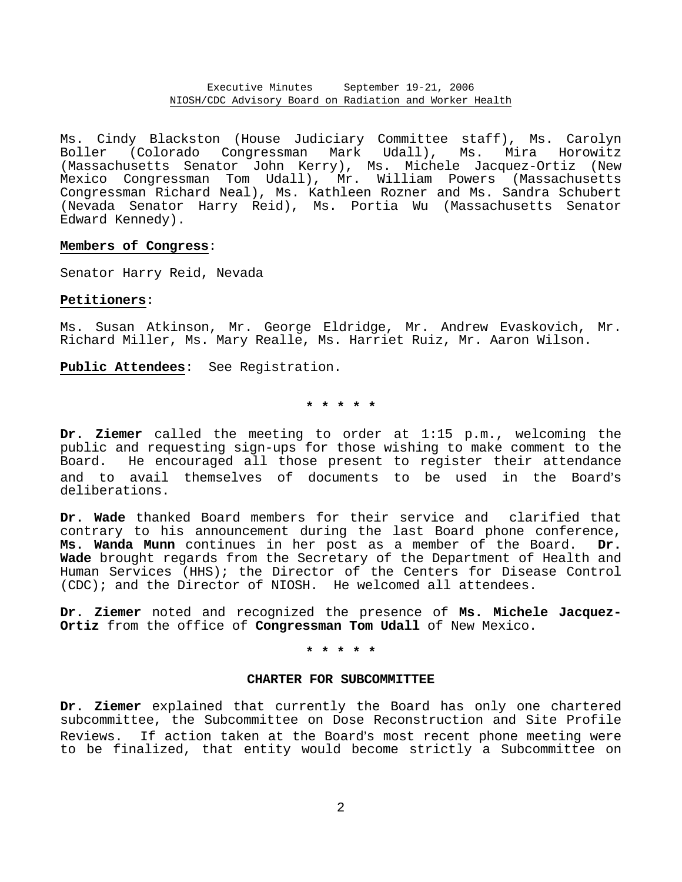Ms. Cindy Blackston (House Judiciary Committee staff), Ms. Carolyn Boller (Colorado Congressman Mark Udall), Ms. Mira Horowitz (Massachusetts Senator John Kerry), Ms. Michele Jacquez-Ortiz (New Mexico Congressman Tom Udall), Mr. William Powers (Massachusetts Congressman Richard Neal), Ms. Kathleen Rozner and Ms. Sandra Schubert (Nevada Senator Harry Reid), Ms. Portia Wu (Massachusetts Senator Edward Kennedy).

**Members of Congress**:

Senator Harry Reid, Nevada

**Petitioners**:

Ms. Susan Atkinson, Mr. George Eldridge, Mr. Andrew Evaskovich, Mr. Richard Miller, Ms. Mary Realle, Ms. Harriet Ruiz, Mr. Aaron Wilson.

**Public Attendees**: See Registration.

\* \* \* \* \*

**Dr. Ziemer** called the meeting to order at 1:15 p.m., welcoming the public and requesting sign-ups for those wishing to make comment to the Board. He encouraged all those present to register their attendance and to avail themselves of documents to be used in the Board's deliberations.

**Dr. Wade** thanked Board members for their service and clarified that contrary to his announcement during the last Board phone conference, **Ms. Wanda Munn** continues in her post as a member of the Board. **Dr. Wade** brought regards from the Secretary of the Department of Health and Human Services (HHS); the Director of the Centers for Disease Control (CDC); and the Director of NIOSH. He welcomed all attendees.

**Dr. Ziemer** noted and recognized the presence of **Ms. Michele Jacquez-Ortiz** from the office of **Congressman Tom Udall** of New Mexico.

\* \* \* \* \*

## CHARTER FOR SUBCOMMITTEE

**Dr. Ziemer** explained that currently the Board has only one chartered subcommittee, the Subcommittee on Dose Reconstruction and Site Profile Reviews. If action taken at the Board's most recent phone meeting were to be finalized, that entity would become strictly a Subcommittee on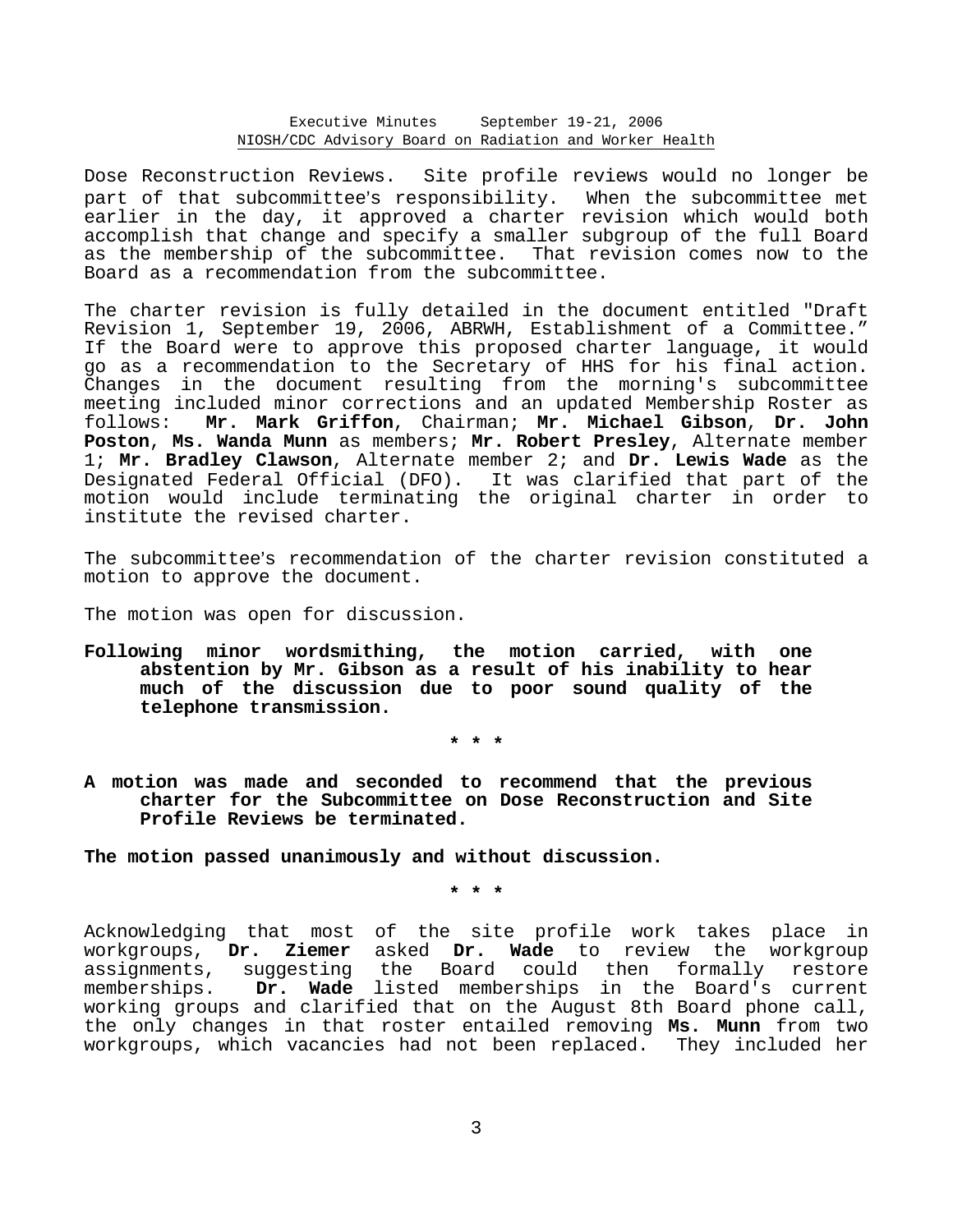Dose Reconstruction Reviews. Site profile reviews would no longer be part of that subcommittee's responsibility. When the subcommittee met earlier in the day, it approved a charter revision which would both accomplish that change and specify a smaller subgroup of the full Board as the membership of the subcommittee. That revision comes now to the Board as a recommendation from the subcommittee.

The charter revision is fully detailed in the document entitled "Draft Revision 1, September 19, 2006, ABRWH, Establishment of a Committee." If the Board were to approve this proposed charter language, it would go as a recommendation to the Secretary of HHS for his final action. Changes in the document resulting from the morning's subcommittee meeting included minor corrections and an updated Membership Roster as follows: **Mr. Mark Griffon**, Chairman; **Mr. Michael Gibson**, **Dr. John Poston**, **Ms. Wanda Munn** as members; **Mr. Robert Presley**, Alternate member 1; **Mr. Bradley Clawson**, Alternate member 2; and **Dr. Lewis Wade** as the Designated Federal Official (DFO). It was clarified that part of the motion would include terminating the original charter in order to institute the revised charter.

The subcommittee's recommendation of the charter revision constituted a motion to approve the document.

The motion was open for discussion.

**Following minor wordsmithing, the motion carried, with one abstention by Mr. Gibson as a result of his inability to hear much of the discussion due to poor sound quality of the telephone transmission.**

\* \* \*

**A motion was made and seconded to recommend that the previous charter for the Subcommittee on Dose Reconstruction and Site Profile Reviews be terminated.**

**The motion passed unanimously and without discussion.**

\* \* \*

Acknowledging that most of the site profile work takes place in workgroups, **Dr. Ziemer** asked **Dr. Wade** to review the workgroup assignments, suggesting the Board could then formally restore memberships. **Dr. Wade** listed memberships in the Board's current working groups and clarified that on the August 8th Board phone call, the only changes in that roster entailed removing **Ms. Munn** from two workgroups, which vacancies had not been replaced. They included her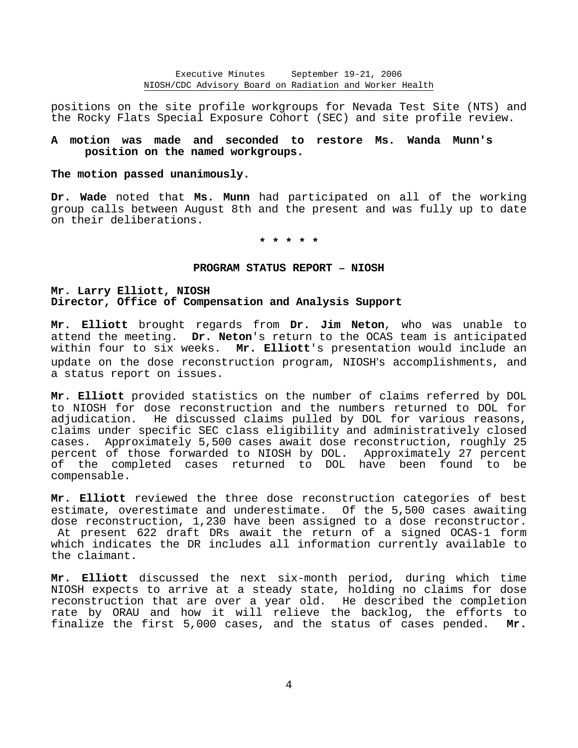positions on the site profile workgroups for Nevada Test Site (NTS) and the Rocky Flats Special Exposure Cohort (SEC) and site profile review.

**A motion was made and seconded to restore Ms. Wanda Munn's position on the named workgroups.**

**The motion passed unanimously.**

**Dr. Wade** noted that **Ms. Munn** had participated on all of the working group calls between August 8th and the present and was fully up to date on their deliberations.

**\* \* \* \* \***

## PROGRAM STATUS REPORT – NIOSH

**Mr. Larry Elliott, NIOSH**
**Director, Office of Compensation and Analysis Support**

**Mr. Elliott** brought regards from **Dr. Jim Neton**, who was unable to attend the meeting. **Dr. Neton**'s return to the OCAS team is anticipated within four to six weeks. **Mr. Elliott**'s presentation would include an update on the dose reconstruction program, NIOSH's accomplishments, and a status report on issues.

**Mr. Elliott** provided statistics on the number of claims referred by DOL to NIOSH for dose reconstruction and the numbers returned to DOL for adjudication. He discussed claims pulled by DOL for various reasons, claims under specific SEC class eligibility and administratively closed cases. Approximately 5,500 cases await dose reconstruction, roughly 25 percent of those forwarded to NIOSH by DOL. Approximately 27 percent of the completed cases returned to DOL have been found to be compensable.

**Mr. Elliott** reviewed the three dose reconstruction categories of best estimate, overestimate and underestimate. Of the 5,500 cases awaiting dose reconstruction, 1,230 have been assigned to a dose reconstructor. At present 622 draft DRs await the return of a signed OCAS-1 form which indicates the DR includes all information currently available to the claimant.

**Mr. Elliott** discussed the next six-month period, during which time NIOSH expects to arrive at a steady state, holding no claims for dose reconstruction that are over a year old. He described the completion rate by ORAU and how it will relieve the backlog, the efforts to finalize the first 5,000 cases, and the status of cases pended. **Mr.**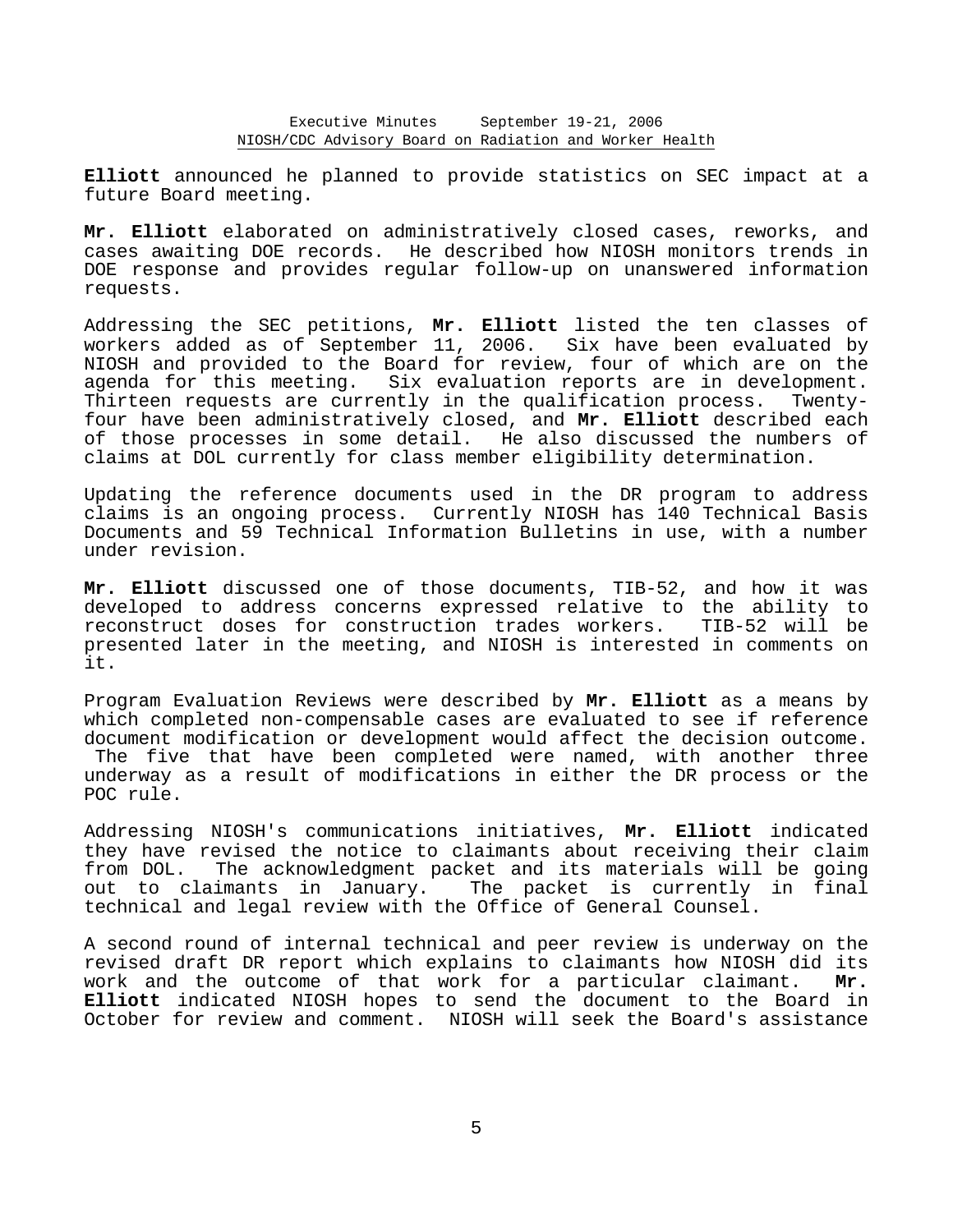**Elliott** announced he planned to provide statistics on SEC impact at a future Board meeting.

**Mr. Elliott** elaborated on administratively closed cases, reworks, and cases awaiting DOE records. He described how NIOSH monitors trends in DOE response and provides regular follow-up on unanswered information requests.

Addressing the SEC petitions, **Mr. Elliott** listed the ten classes of workers added as of September 11, 2006. Six have been evaluated by NIOSH and provided to the Board for review, four of which are on the agenda for this meeting. Six evaluation reports are in development. Thirteen requests are currently in the qualification process. Twenty-four have been administratively closed, and **Mr. Elliott** described each of those processes in some detail. He also discussed the numbers of claims at DOL currently for class member eligibility determination.

Updating the reference documents used in the DR program to address claims is an ongoing process. Currently NIOSH has 140 Technical Basis Documents and 59 Technical Information Bulletins in use, with a number under revision.

**Mr. Elliott** discussed one of those documents, TIB-52, and how it was developed to address concerns expressed relative to the ability to reconstruct doses for construction trades workers. TIB-52 will be presented later in the meeting, and NIOSH is interested in comments on it.

Program Evaluation Reviews were described by **Mr. Elliott** as a means by which completed non-compensable cases are evaluated to see if reference document modification or development would affect the decision outcome. The five that have been completed were named, with another three underway as a result of modifications in either the DR process or the POC rule.

Addressing NIOSH's communications initiatives, **Mr. Elliott** indicated they have revised the notice to claimants about receiving their claim from DOL. The acknowledgment packet and its materials will be going out to claimants in January. The packet is currently in final technical and legal review with the Office of General Counsel.

A second round of internal technical and peer review is underway on the revised draft DR report which explains to claimants how NIOSH did its work and the outcome of that work for a particular claimant. **Mr. Elliott** indicated NIOSH hopes to send the document to the Board in October for review and comment. NIOSH will seek the Board's assistance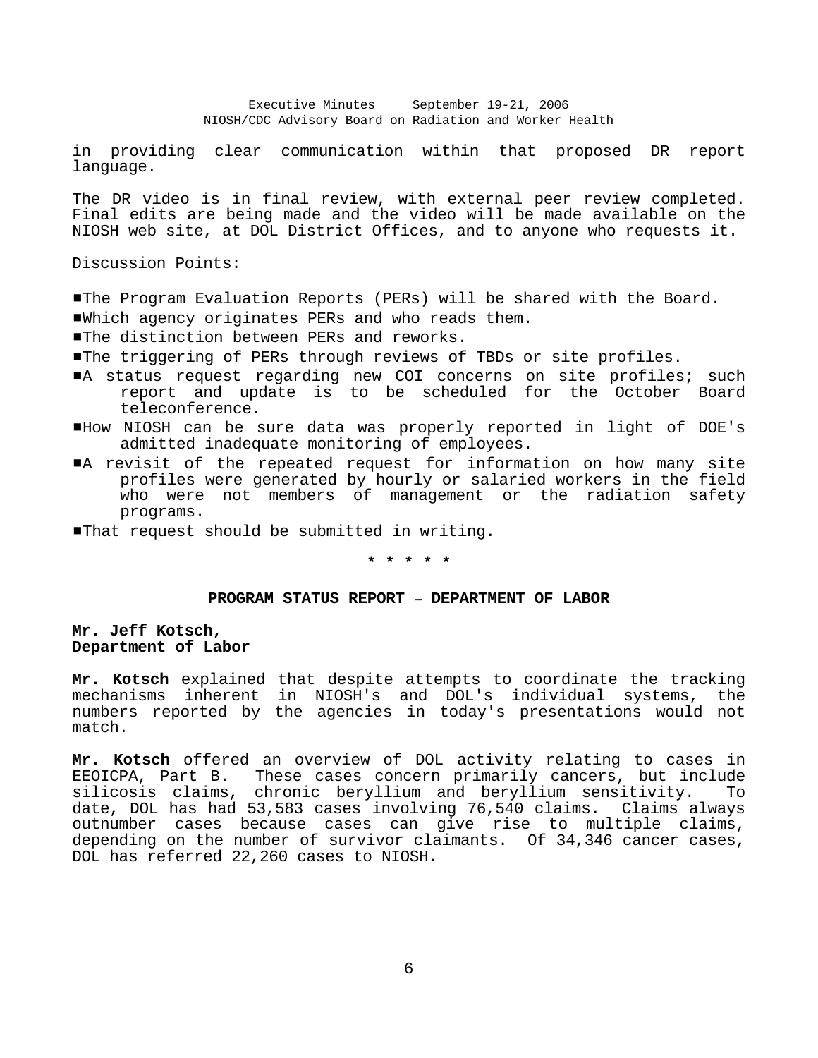in providing clear communication within that proposed DR report language.

The DR video is in final review, with external peer review completed. Final edits are being made and the video will be made available on the NIOSH web site, at DOL District Offices, and to anyone who requests it.

Discussion Points:

- The Program Evaluation Reports (PERs) will be shared with the Board.
- Which agency originates PERs and who reads them.
- The distinction between PERs and reworks.
- The triggering of PERs through reviews of TBDs or site profiles.
- A status request regarding new COI concerns on site profiles; such report and update is to be scheduled for the October Board teleconference.
- How NIOSH can be sure data was properly reported in light of DOE's admitted inadequate monitoring of employees.
- A revisit of the repeated request for information on how many site profiles were generated by hourly or salaried workers in the field who were not members of management or the radiation safety programs.
- That request should be submitted in writing.

\* \* \* \* \*

## PROGRAM STATUS REPORT – DEPARTMENT OF LABOR

**Mr. Jeff Kotsch,**
**Department of Labor**

**Mr. Kotsch** explained that despite attempts to coordinate the tracking mechanisms inherent in NIOSH's and DOL's individual systems, the numbers reported by the agencies in today's presentations would not match.

**Mr. Kotsch** offered an overview of DOL activity relating to cases in EEOICPA, Part B. These cases concern primarily cancers, but include silicosis claims, chronic beryllium and beryllium sensitivity. To date, DOL has had 53,583 cases involving 76,540 claims. Claims always outnumber cases because cases can give rise to multiple claims, depending on the number of survivor claimants. Of 34,346 cancer cases, DOL has referred 22,260 cases to NIOSH.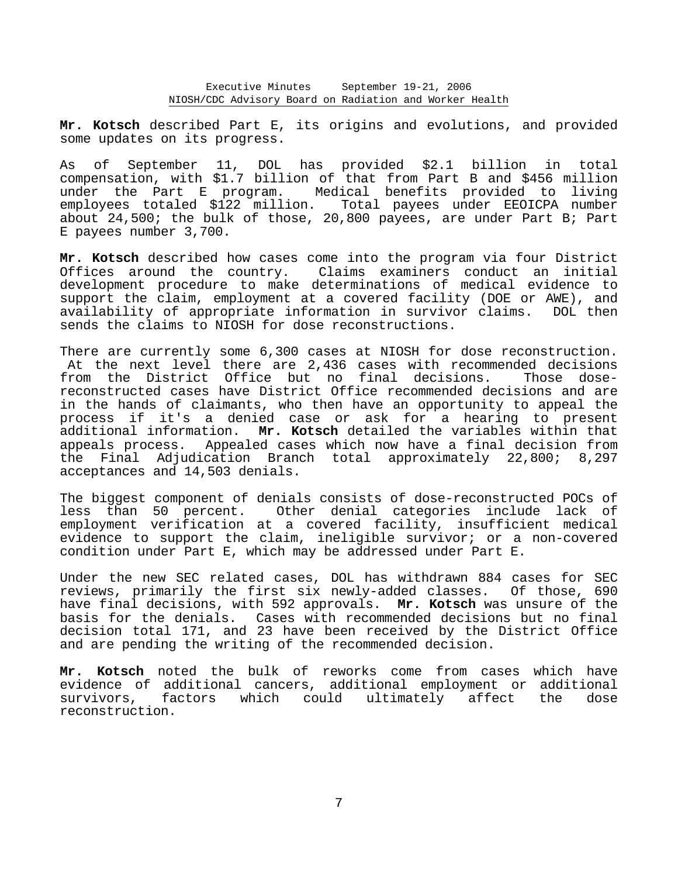**Mr. Kotsch** described Part E, its origins and evolutions, and provided some updates on its progress.

As of September 11, DOL has provided $2.1 billion in total compensation, with $1.7 billion of that from Part B and $456 million under the Part E program. Medical benefits provided to living employees totaled $122 million. Total payees under EEOICPA number about 24,500; the bulk of those, 20,800 payees, are under Part B; Part E payees number 3,700.

**Mr. Kotsch** described how cases come into the program via four District Offices around the country. Claims examiners conduct an initial development procedure to make determinations of medical evidence to support the claim, employment at a covered facility (DOE or AWE), and availability of appropriate information in survivor claims. DOL then sends the claims to NIOSH for dose reconstructions.

There are currently some 6,300 cases at NIOSH for dose reconstruction. At the next level there are 2,436 cases with recommended decisions from the District Office but no final decisions. Those dose-reconstructed cases have District Office recommended decisions and are in the hands of claimants, who then have an opportunity to appeal the process if it's a denied case or ask for a hearing to present additional information. **Mr. Kotsch** detailed the variables within that appeals process. Appealed cases which now have a final decision from the Final Adjudication Branch total approximately 22,800; 8,297 acceptances and 14,503 denials.

The biggest component of denials consists of dose-reconstructed POCs of less than 50 percent. Other denial categories include lack of employment verification at a covered facility, insufficient medical evidence to support the claim, ineligible survivor; or a non-covered condition under Part E, which may be addressed under Part E.

Under the new SEC related cases, DOL has withdrawn 884 cases for SEC reviews, primarily the first six newly-added classes. Of those, 690 have final decisions, with 592 approvals. **Mr. Kotsch** was unsure of the basis for the denials. Cases with recommended decisions but no final decision total 171, and 23 have been received by the District Office and are pending the writing of the recommended decision.

**Mr. Kotsch** noted the bulk of reworks come from cases which have evidence of additional cancers, additional employment or additional survivors, factors which could ultimately affect the dose reconstruction.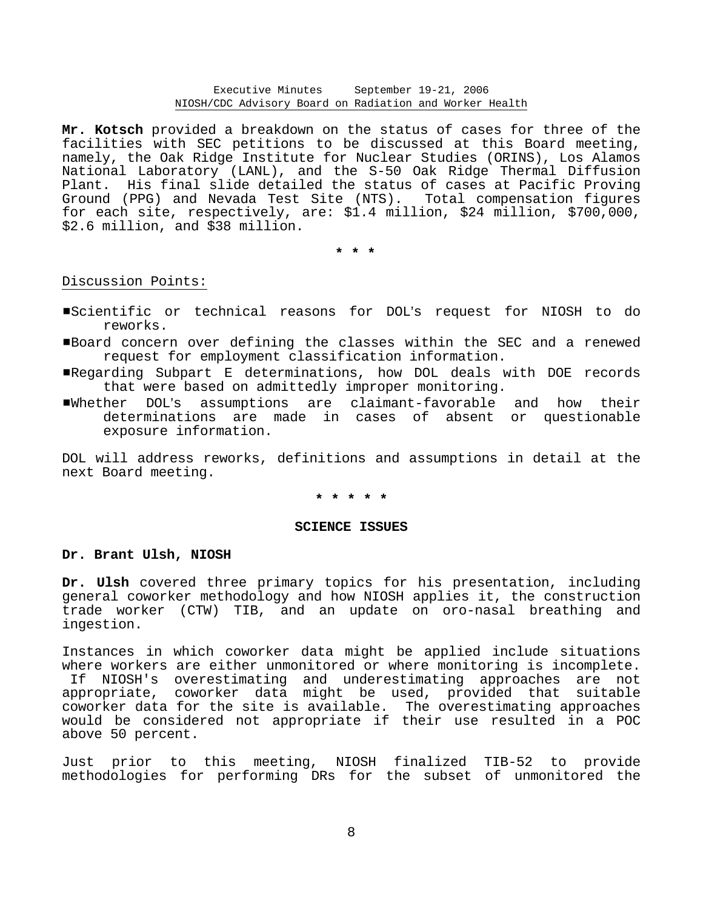**Mr. Kotsch** provided a breakdown on the status of cases for three of the facilities with SEC petitions to be discussed at this Board meeting, namely, the Oak Ridge Institute for Nuclear Studies (ORINS), Los Alamos National Laboratory (LANL), and the S-50 Oak Ridge Thermal Diffusion Plant. His final slide detailed the status of cases at Pacific Proving Ground (PPG) and Nevada Test Site (NTS). Total compensation figures for each site, respectively, are: $1.4 million, $24 million, $700,000, $2.6 million, and $38 million.

\* \* \*

Discussion Points:

- Scientific or technical reasons for DOL's request for NIOSH to do reworks.
- Board concern over defining the classes within the SEC and a renewed request for employment classification information.
- Regarding Subpart E determinations, how DOL deals with DOE records that were based on admittedly improper monitoring.
- Whether DOL's assumptions are claimant-favorable and how their determinations are made in cases of absent or questionable exposure information.

DOL will address reworks, definitions and assumptions in detail at the next Board meeting.

\* \* \* \* \*

## SCIENCE ISSUES

### Dr. Brant Ulsh, NIOSH

**Dr. Ulsh** covered three primary topics for his presentation, including general coworker methodology and how NIOSH applies it, the construction trade worker (CTW) TIB, and an update on oro-nasal breathing and ingestion.

Instances in which coworker data might be applied include situations where workers are either unmonitored or where monitoring is incomplete. If NIOSH's overestimating and underestimating approaches are not appropriate, coworker data might be used, provided that suitable coworker data for the site is available. The overestimating approaches would be considered not appropriate if their use resulted in a POC above 50 percent.

Just prior to this meeting, NIOSH finalized TIB-52 to provide methodologies for performing DRs for the subset of unmonitored the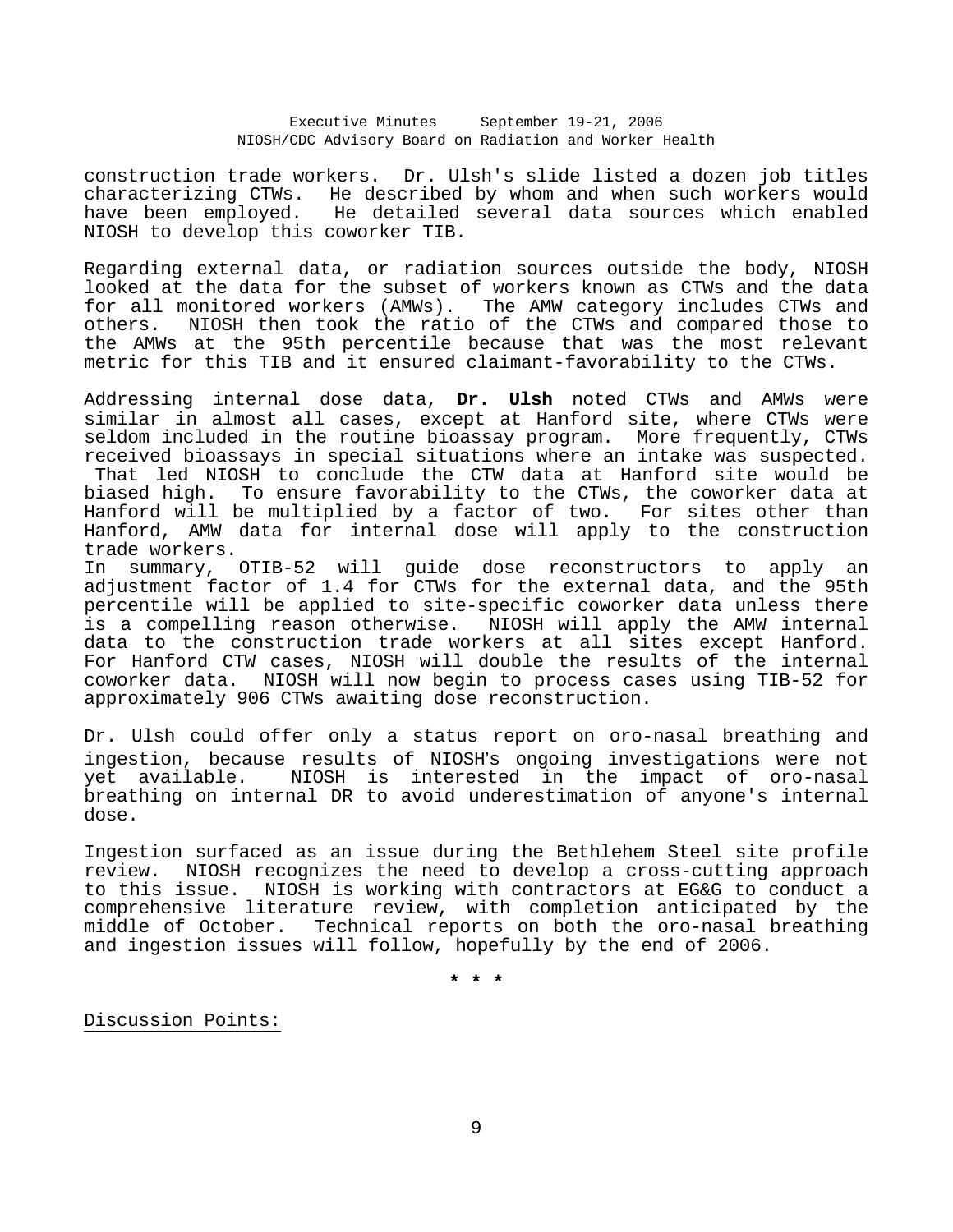construction trade workers. Dr. Ulsh's slide listed a dozen job titles characterizing CTWs. He described by whom and when such workers would have been employed. He detailed several data sources which enabled NIOSH to develop this coworker TIB.

Regarding external data, or radiation sources outside the body, NIOSH looked at the data for the subset of workers known as CTWs and the data for all monitored workers (AMWs). The AMW category includes CTWs and others. NIOSH then took the ratio of the CTWs and compared those to the AMWs at the 95th percentile because that was the most relevant metric for this TIB and it ensured claimant-favorability to the CTWs.

Addressing internal dose data, **Dr. Ulsh** noted CTWs and AMWs were similar in almost all cases, except at Hanford site, where CTWs were seldom included in the routine bioassay program. More frequently, CTWs received bioassays in special situations where an intake was suspected. That led NIOSH to conclude the CTW data at Hanford site would be biased high. To ensure favorability to the CTWs, the coworker data at Hanford will be multiplied by a factor of two. For sites other than Hanford, AMW data for internal dose will apply to the construction trade workers.

In summary, OTIB-52 will guide dose reconstructors to apply an adjustment factor of 1.4 for CTWs for the external data, and the 95th percentile will be applied to site-specific coworker data unless there is a compelling reason otherwise. NIOSH will apply the AMW internal data to the construction trade workers at all sites except Hanford. For Hanford CTW cases, NIOSH will double the results of the internal coworker data. NIOSH will now begin to process cases using TIB-52 for approximately 906 CTWs awaiting dose reconstruction.

Dr. Ulsh could offer only a status report on oro-nasal breathing and ingestion, because results of NIOSH's ongoing investigations were not yet available. NIOSH is interested in the impact of oro-nasal breathing on internal DR to avoid underestimation of anyone's internal dose.

Ingestion surfaced as an issue during the Bethlehem Steel site profile review. NIOSH recognizes the need to develop a cross-cutting approach to this issue. NIOSH is working with contractors at EG&G to conduct a comprehensive literature review, with completion anticipated by the middle of October. Technical reports on both the oro-nasal breathing and ingestion issues will follow, hopefully by the end of 2006.

* * *

Discussion Points: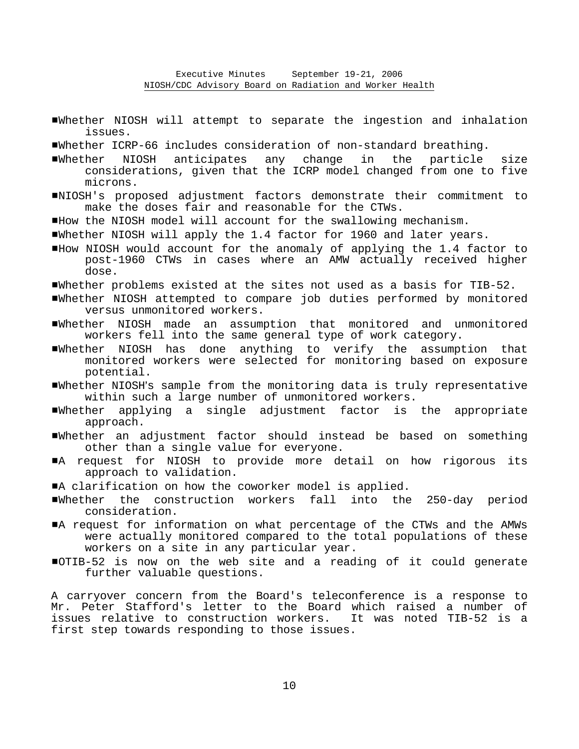- Whether NIOSH will attempt to separate the ingestion and inhalation issues.
- Whether ICRP-66 includes consideration of non-standard breathing.
- Whether NIOSH anticipates any change in the particle size considerations, given that the ICRP model changed from one to five microns.
- NIOSH's proposed adjustment factors demonstrate their commitment to make the doses fair and reasonable for the CTWs.
- How the NIOSH model will account for the swallowing mechanism.
- Whether NIOSH will apply the 1.4 factor for 1960 and later years.
- How NIOSH would account for the anomaly of applying the 1.4 factor to post-1960 CTWs in cases where an AMW actually received higher dose.
- Whether problems existed at the sites not used as a basis for TIB-52.
- Whether NIOSH attempted to compare job duties performed by monitored versus unmonitored workers.
- Whether NIOSH made an assumption that monitored and unmonitored workers fell into the same general type of work category.
- Whether NIOSH has done anything to verify the assumption that monitored workers were selected for monitoring based on exposure potential.
- Whether NIOSH's sample from the monitoring data is truly representative within such a large number of unmonitored workers.
- Whether applying a single adjustment factor is the appropriate approach.
- Whether an adjustment factor should instead be based on something other than a single value for everyone.
- A request for NIOSH to provide more detail on how rigorous its approach to validation.
- A clarification on how the coworker model is applied.
- Whether the construction workers fall into the 250-day period consideration.
- A request for information on what percentage of the CTWs and the AMWs were actually monitored compared to the total populations of these workers on a site in any particular year.
- OTIB-52 is now on the web site and a reading of it could generate further valuable questions.

A carryover concern from the Board's teleconference is a response to Mr. Peter Stafford's letter to the Board which raised a number of issues relative to construction workers. It was noted TIB-52 is a first step towards responding to those issues.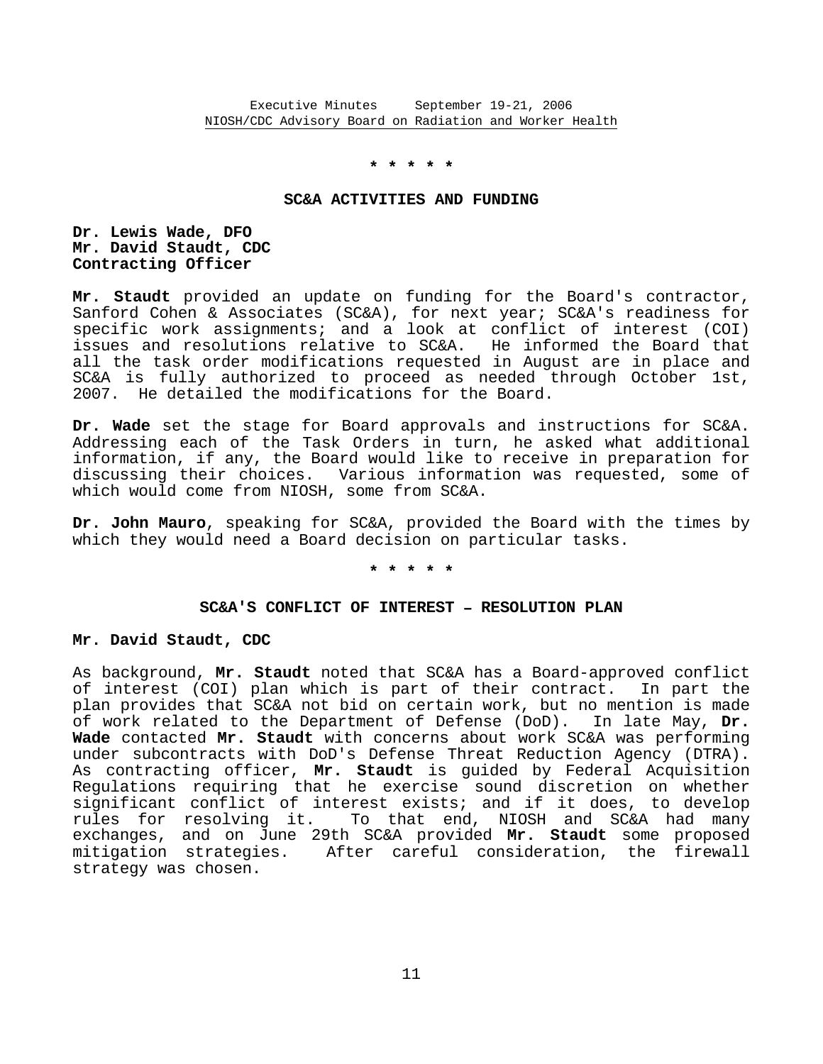\* \* \* \* \*

## SC&A ACTIVITIES AND FUNDING

**Dr. Lewis Wade, DFO**
**Mr. David Staudt, CDC**
**Contracting Officer**

**Mr. Staudt** provided an update on funding for the Board's contractor, Sanford Cohen & Associates (SC&A), for next year; SC&A's readiness for specific work assignments; and a look at conflict of interest (COI) issues and resolutions relative to SC&A. He informed the Board that all the task order modifications requested in August are in place and SC&A is fully authorized to proceed as needed through October 1st, 2007. He detailed the modifications for the Board.

**Dr. Wade** set the stage for Board approvals and instructions for SC&A. Addressing each of the Task Orders in turn, he asked what additional information, if any, the Board would like to receive in preparation for discussing their choices. Various information was requested, some of which would come from NIOSH, some from SC&A.

**Dr. John Mauro**, speaking for SC&A, provided the Board with the times by which they would need a Board decision on particular tasks.

\* \* \* \* \*

## SC&A'S CONFLICT OF INTEREST – RESOLUTION PLAN

**Mr. David Staudt, CDC**

As background, **Mr. Staudt** noted that SC&A has a Board-approved conflict of interest (COI) plan which is part of their contract. In part the plan provides that SC&A not bid on certain work, but no mention is made of work related to the Department of Defense (DoD). In late May, **Dr. Wade** contacted **Mr. Staudt** with concerns about work SC&A was performing under subcontracts with DoD's Defense Threat Reduction Agency (DTRA). As contracting officer, **Mr. Staudt** is guided by Federal Acquisition Regulations requiring that he exercise sound discretion on whether significant conflict of interest exists; and if it does, to develop rules for resolving it. To that end, NIOSH and SC&A had many exchanges, and on June 29th SC&A provided **Mr. Staudt** some proposed mitigation strategies. After careful consideration, the firewall strategy was chosen.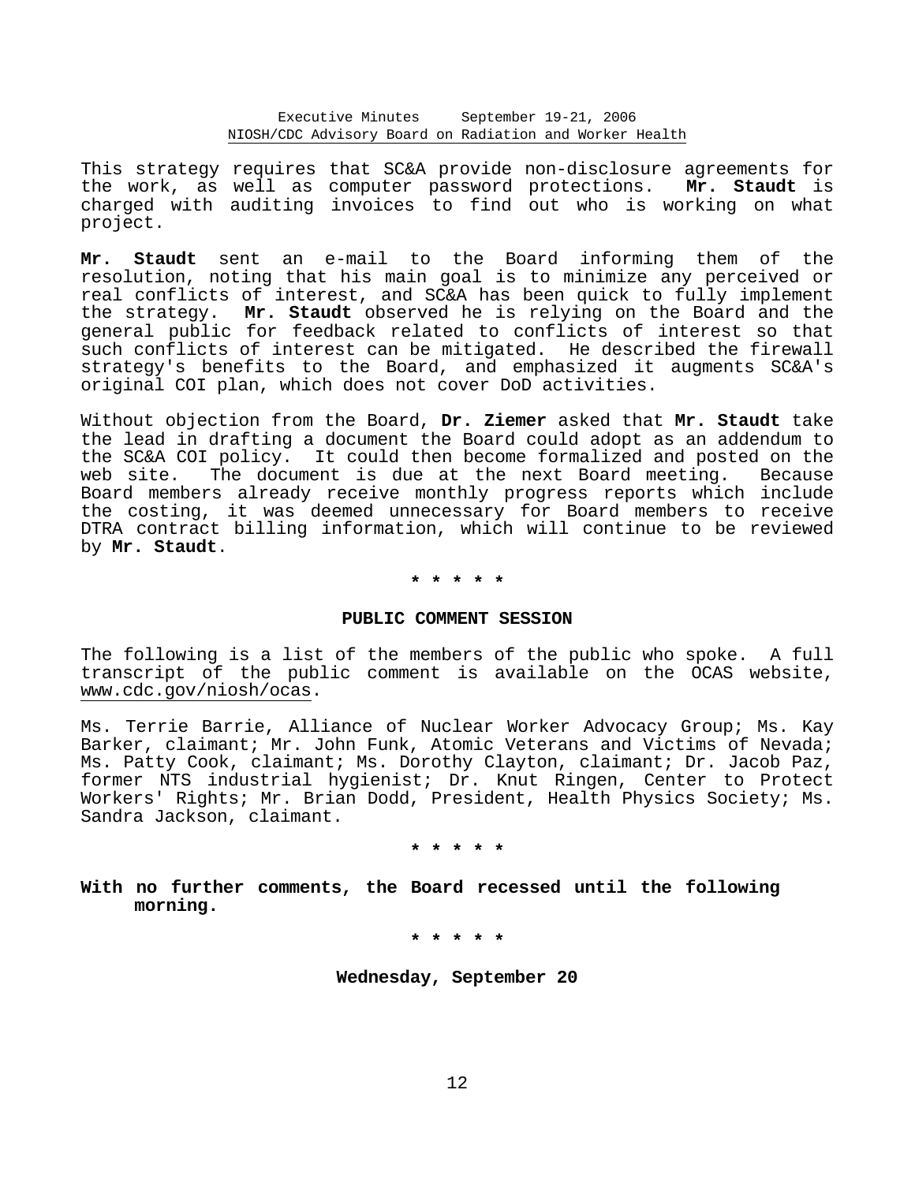This strategy requires that SC&A provide non-disclosure agreements for the work, as well as computer password protections. **Mr. Staudt** is charged with auditing invoices to find out who is working on what project.

**Mr. Staudt** sent an e-mail to the Board informing them of the resolution, noting that his main goal is to minimize any perceived or real conflicts of interest, and SC&A has been quick to fully implement the strategy. **Mr. Staudt** observed he is relying on the Board and the general public for feedback related to conflicts of interest so that such conflicts of interest can be mitigated. He described the firewall strategy's benefits to the Board, and emphasized it augments SC&A's original COI plan, which does not cover DoD activities.

Without objection from the Board, **Dr. Ziemer** asked that **Mr. Staudt** take the lead in drafting a document the Board could adopt as an addendum to the SC&A COI policy. It could then become formalized and posted on the web site. The document is due at the next Board meeting. Because Board members already receive monthly progress reports which include the costing, it was deemed unnecessary for Board members to receive DTRA contract billing information, which will continue to be reviewed by **Mr. Staudt**.

**\* \* \* \* \***

**PUBLIC COMMENT SESSION**

The following is a list of the members of the public who spoke. A full transcript of the public comment is available on the OCAS website, www.cdc.gov/niosh/ocas.

Ms. Terrie Barrie, Alliance of Nuclear Worker Advocacy Group; Ms. Kay Barker, claimant; Mr. John Funk, Atomic Veterans and Victims of Nevada; Ms. Patty Cook, claimant; Ms. Dorothy Clayton, claimant; Dr. Jacob Paz, former NTS industrial hygienist; Dr. Knut Ringen, Center to Protect Workers' Rights; Mr. Brian Dodd, President, Health Physics Society; Ms. Sandra Jackson, claimant.

**\* \* \* \* \***

**With no further comments, the Board recessed until the following morning.**

**\* \* \* \* \***

**Wednesday, September 20**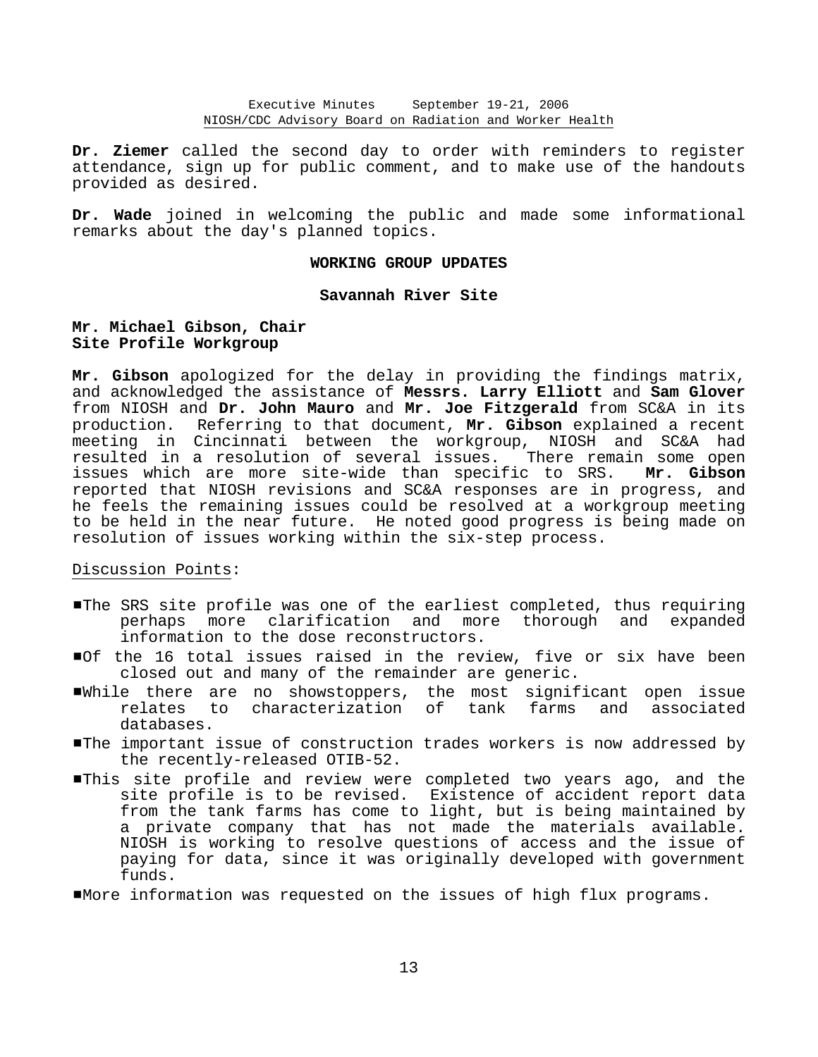**Dr. Ziemer** called the second day to order with reminders to register attendance, sign up for public comment, and to make use of the handouts provided as desired.

**Dr. Wade** joined in welcoming the public and made some informational remarks about the day's planned topics.

## WORKING GROUP UPDATES

### Savannah River Site

**Mr. Michael Gibson, Chair**
**Site Profile Workgroup**

**Mr. Gibson** apologized for the delay in providing the findings matrix, and acknowledged the assistance of **Messrs. Larry Elliott** and **Sam Glover** from NIOSH and **Dr. John Mauro** and **Mr. Joe Fitzgerald** from SC&A in its production. Referring to that document, **Mr. Gibson** explained a recent meeting in Cincinnati between the workgroup, NIOSH and SC&A had resulted in a resolution of several issues. There remain some open issues which are more site-wide than specific to SRS. **Mr. Gibson** reported that NIOSH revisions and SC&A responses are in progress, and he feels the remaining issues could be resolved at a workgroup meeting to be held in the near future. He noted good progress is being made on resolution of issues working within the six-step process.

Discussion Points:

- The SRS site profile was one of the earliest completed, thus requiring perhaps more clarification and more thorough and expanded information to the dose reconstructors.
- Of the 16 total issues raised in the review, five or six have been closed out and many of the remainder are generic.
- While there are no showstoppers, the most significant open issue relates to characterization of tank farms and associated databases.
- The important issue of construction trades workers is now addressed by the recently-released OTIB-52.
- This site profile and review were completed two years ago, and the site profile is to be revised. Existence of accident report data from the tank farms has come to light, but is being maintained by a private company that has not made the materials available. NIOSH is working to resolve questions of access and the issue of paying for data, since it was originally developed with government funds.
- More information was requested on the issues of high flux programs.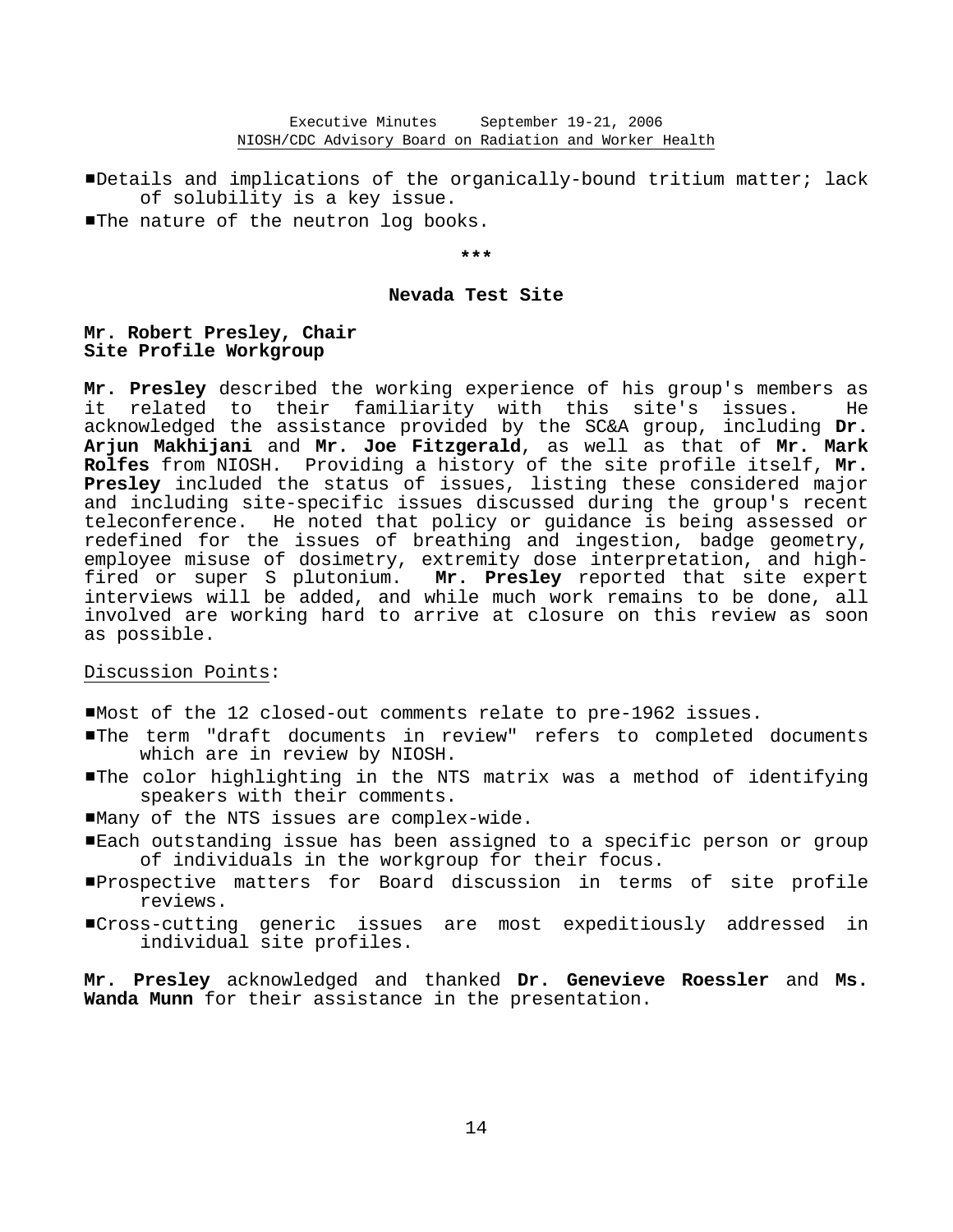- Details and implications of the organically-bound tritium matter; lack of solubility is a key issue.
- The nature of the neutron log books.

\*\*\*

## Nevada Test Site

**Mr. Robert Presley, Chair**
**Site Profile Workgroup**

**Mr. Presley** described the working experience of his group's members as it related to their familiarity with this site's issues. He acknowledged the assistance provided by the SC&A group, including **Dr. Arjun Makhijani** and **Mr. Joe Fitzgerald**, as well as that of **Mr. Mark Rolfes** from NIOSH. Providing a history of the site profile itself, **Mr. Presley** included the status of issues, listing these considered major and including site-specific issues discussed during the group's recent teleconference. He noted that policy or guidance is being assessed or redefined for the issues of breathing and ingestion, badge geometry, employee misuse of dosimetry, extremity dose interpretation, and high-fired or super S plutonium. **Mr. Presley** reported that site expert interviews will be added, and while much work remains to be done, all involved are working hard to arrive at closure on this review as soon as possible.

Discussion Points:

- Most of the 12 closed-out comments relate to pre-1962 issues.
- The term "draft documents in review" refers to completed documents which are in review by NIOSH.
- The color highlighting in the NTS matrix was a method of identifying speakers with their comments.
- Many of the NTS issues are complex-wide.
- Each outstanding issue has been assigned to a specific person or group of individuals in the workgroup for their focus.
- Prospective matters for Board discussion in terms of site profile reviews.
- Cross-cutting generic issues are most expeditiously addressed in individual site profiles.

**Mr. Presley** acknowledged and thanked **Dr. Genevieve Roessler** and **Ms. Wanda Munn** for their assistance in the presentation.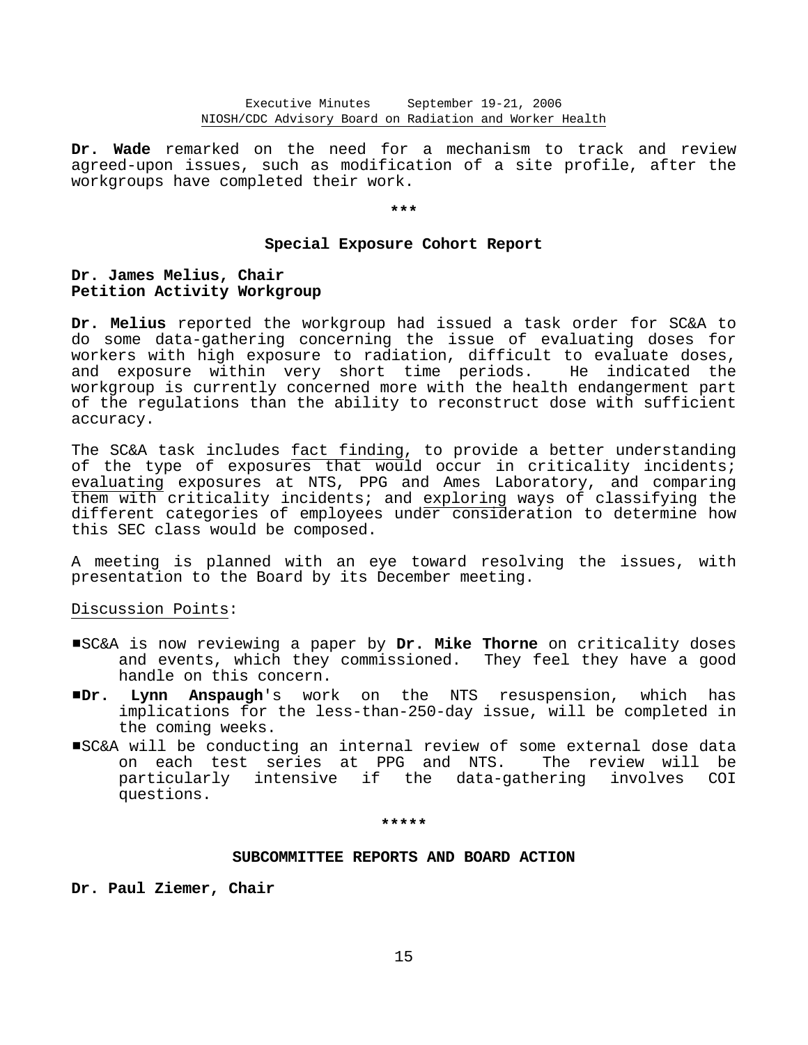**Dr. Wade** remarked on the need for a mechanism to track and review agreed-upon issues, such as modification of a site profile, after the workgroups have completed their work.

***

## Special Exposure Cohort Report

**Dr. James Melius, Chair**
**Petition Activity Workgroup**

**Dr. Melius** reported the workgroup had issued a task order for SC&A to do some data-gathering concerning the issue of evaluating doses for workers with high exposure to radiation, difficult to evaluate doses, and exposure within very short time periods. He indicated the workgroup is currently concerned more with the health endangerment part of the regulations than the ability to reconstruct dose with sufficient accuracy.

The SC&A task includes fact finding, to provide a better understanding of the type of exposures that would occur in criticality incidents; evaluating exposures at NTS, PPG and Ames Laboratory, and comparing them with criticality incidents; and exploring ways of classifying the different categories of employees under consideration to determine how this SEC class would be composed.

A meeting is planned with an eye toward resolving the issues, with presentation to the Board by its December meeting.

Discussion Points:

- SC&A is now reviewing a paper by **Dr. Mike Thorne** on criticality doses and events, which they commissioned. They feel they have a good handle on this concern.
- **Dr. Lynn Anspaugh**'s work on the NTS resuspension, which has implications for the less-than-250-day issue, will be completed in the coming weeks.
- SC&A will be conducting an internal review of some external dose data on each test series at PPG and NTS. The review will be particularly intensive if the data-gathering involves COI questions.

*****

## SUBCOMMITTEE REPORTS AND BOARD ACTION

**Dr. Paul Ziemer, Chair**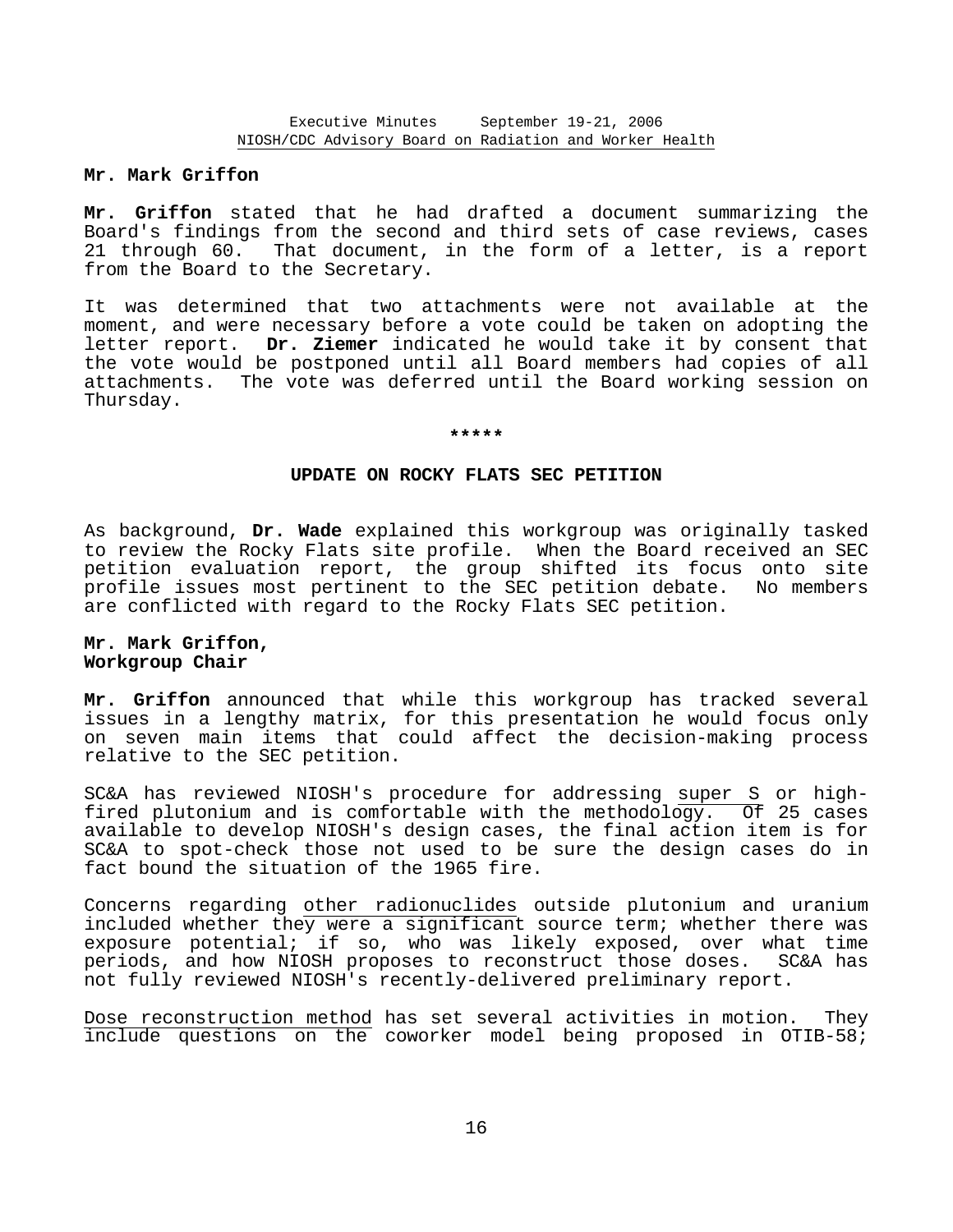**Mr. Mark Griffon**

**Mr. Griffon** stated that he had drafted a document summarizing the Board's findings from the second and third sets of case reviews, cases 21 through 60. That document, in the form of a letter, is a report from the Board to the Secretary.

It was determined that two attachments were not available at the moment, and were necessary before a vote could be taken on adopting the letter report. **Dr. Ziemer** indicated he would take it by consent that the vote would be postponed until all Board members had copies of all attachments. The vote was deferred until the Board working session on Thursday.

*****

## UPDATE ON ROCKY FLATS SEC PETITION

As background, **Dr. Wade** explained this workgroup was originally tasked to review the Rocky Flats site profile. When the Board received an SEC petition evaluation report, the group shifted its focus onto site profile issues most pertinent to the SEC petition debate. No members are conflicted with regard to the Rocky Flats SEC petition.

**Mr. Mark Griffon,**
**Workgroup Chair**

**Mr. Griffon** announced that while this workgroup has tracked several issues in a lengthy matrix, for this presentation he would focus only on seven main items that could affect the decision-making process relative to the SEC petition.

SC&A has reviewed NIOSH's procedure for addressing <u>super S</u> or high-fired plutonium and is comfortable with the methodology. Of 25 cases available to develop NIOSH's design cases, the final action item is for SC&A to spot-check those not used to be sure the design cases do in fact bound the situation of the 1965 fire.

Concerns regarding <u>other radionuclides</u> outside plutonium and uranium included whether they were a significant source term; whether there was exposure potential; if so, who was likely exposed, over what time periods, and how NIOSH proposes to reconstruct those doses. SC&A has not fully reviewed NIOSH's recently-delivered preliminary report.

<u>Dose reconstruction method</u> has set several activities in motion. They include questions on the coworker model being proposed in OTIB-58;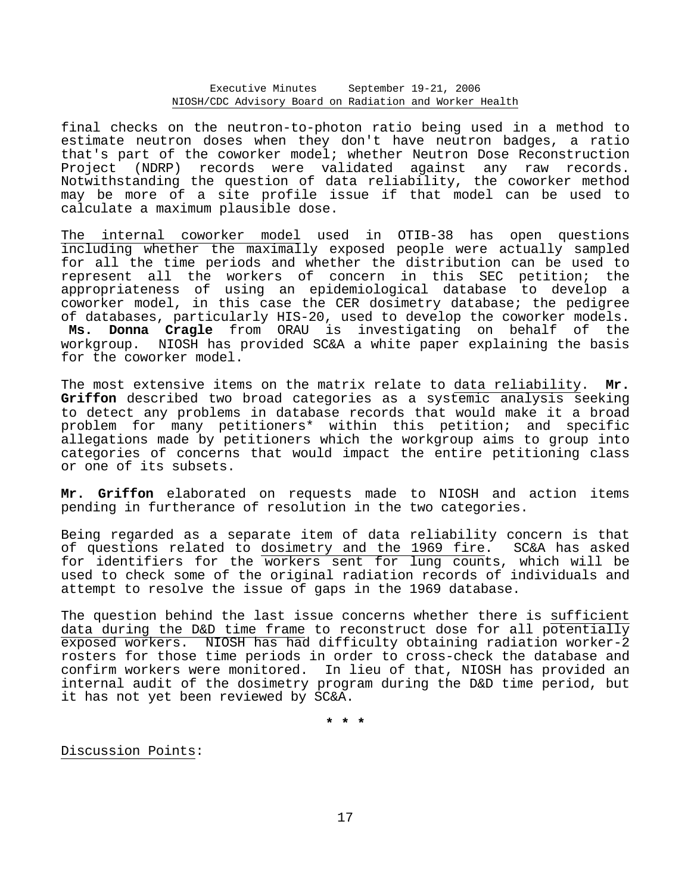final checks on the neutron-to-photon ratio being used in a method to estimate neutron doses when they don't have neutron badges, a ratio that's part of the coworker model; whether Neutron Dose Reconstruction Project (NDRP) records were validated against any raw records. Notwithstanding the question of data reliability, the coworker method may be more of a site profile issue if that model can be used to calculate a maximum plausible dose.

The internal coworker model used in OTIB-38 has open questions including whether the maximally exposed people were actually sampled for all the time periods and whether the distribution can be used to represent all the workers of concern in this SEC petition; the appropriateness of using an epidemiological database to develop a coworker model, in this case the CER dosimetry database; the pedigree of databases, particularly HIS-20, used to develop the coworker models. **Ms. Donna Cragle** from ORAU is investigating on behalf of the workgroup. NIOSH has provided SC&A a white paper explaining the basis for the coworker model.

The most extensive items on the matrix relate to data reliability. **Mr. Griffon** described two broad categories as a systemic analysis seeking to detect any problems in database records that would make it a broad problem for many petitioners* within this petition; and specific allegations made by petitioners which the workgroup aims to group into categories of concerns that would impact the entire petitioning class or one of its subsets.

**Mr. Griffon** elaborated on requests made to NIOSH and action items pending in furtherance of resolution in the two categories.

Being regarded as a separate item of data reliability concern is that of questions related to dosimetry and the 1969 fire. SC&A has asked for identifiers for the workers sent for lung counts, which will be used to check some of the original radiation records of individuals and attempt to resolve the issue of gaps in the 1969 database.

The question behind the last issue concerns whether there is sufficient data during the D&D time frame to reconstruct dose for all potentially exposed workers. NIOSH has had difficulty obtaining radiation worker-2 rosters for those time periods in order to cross-check the database and confirm workers were monitored. In lieu of that, NIOSH has provided an internal audit of the dosimetry program during the D&D time period, but it has not yet been reviewed by SC&A.

\* \* \*

Discussion Points: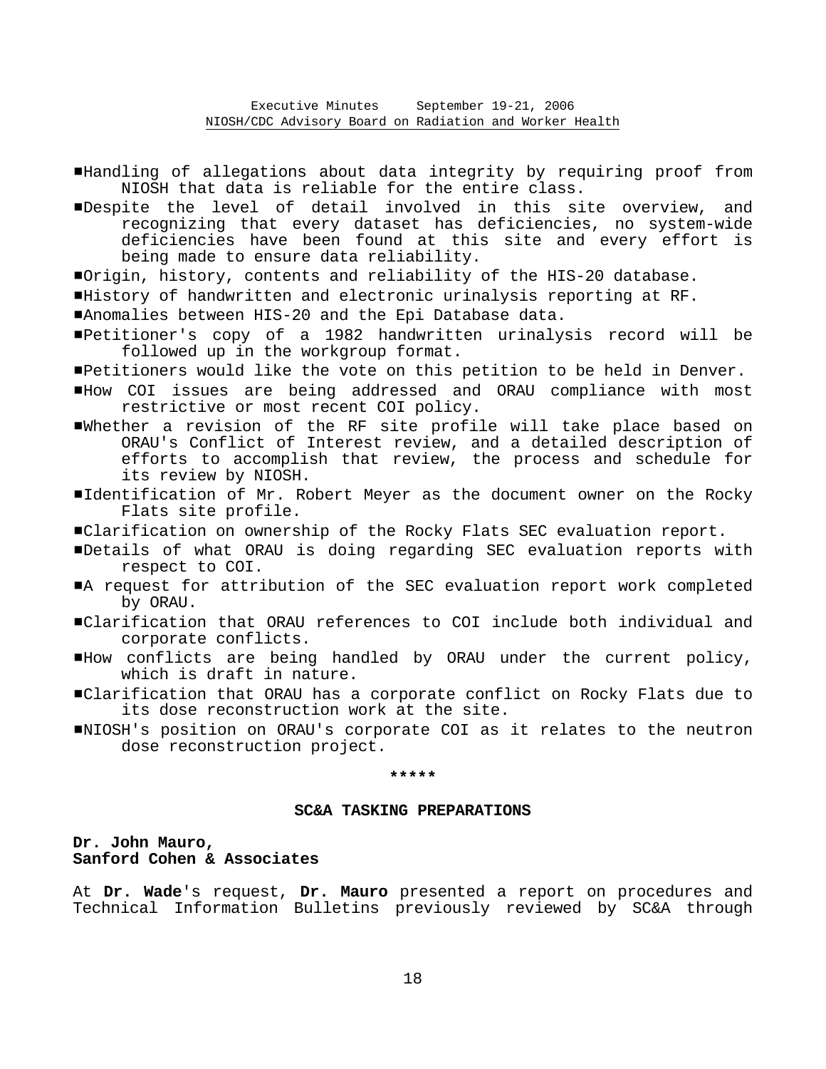- Handling of allegations about data integrity by requiring proof from NIOSH that data is reliable for the entire class.
- Despite the level of detail involved in this site overview, and recognizing that every dataset has deficiencies, no system-wide deficiencies have been found at this site and every effort is being made to ensure data reliability.
- Origin, history, contents and reliability of the HIS-20 database.
- History of handwritten and electronic urinalysis reporting at RF.
- Anomalies between HIS-20 and the Epi Database data.
- Petitioner's copy of a 1982 handwritten urinalysis record will be followed up in the workgroup format.
- Petitioners would like the vote on this petition to be held in Denver.
- How COI issues are being addressed and ORAU compliance with most restrictive or most recent COI policy.
- Whether a revision of the RF site profile will take place based on ORAU's Conflict of Interest review, and a detailed description of efforts to accomplish that review, the process and schedule for its review by NIOSH.
- Identification of Mr. Robert Meyer as the document owner on the Rocky Flats site profile.
- Clarification on ownership of the Rocky Flats SEC evaluation report.
- Details of what ORAU is doing regarding SEC evaluation reports with respect to COI.
- A request for attribution of the SEC evaluation report work completed by ORAU.
- Clarification that ORAU references to COI include both individual and corporate conflicts.
- How conflicts are being handled by ORAU under the current policy, which is draft in nature.
- Clarification that ORAU has a corporate conflict on Rocky Flats due to its dose reconstruction work at the site.
- NIOSH's position on ORAU's corporate COI as it relates to the neutron dose reconstruction project.

\*\*\*\*\*

## SC&A TASKING PREPARATIONS

**Dr. John Mauro,**
**Sanford Cohen & Associates**

At **Dr. Wade**'s request, **Dr. Mauro** presented a report on procedures and Technical Information Bulletins previously reviewed by SC&A through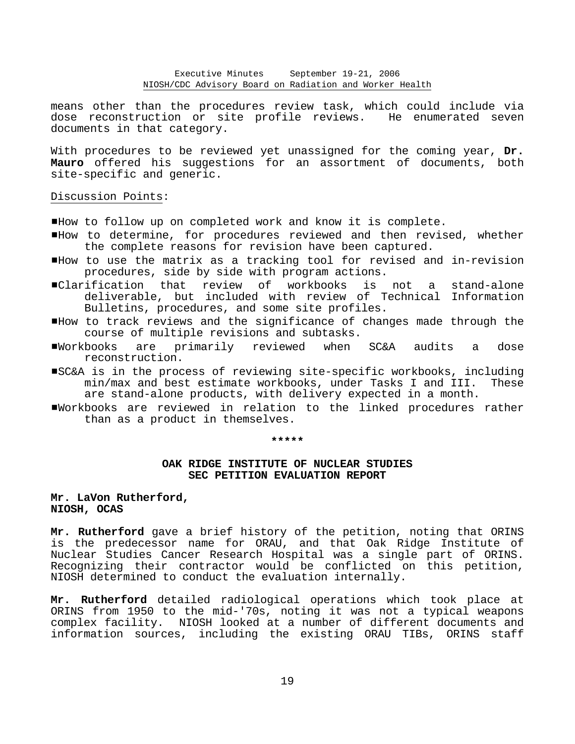means other than the procedures review task, which could include via dose reconstruction or site profile reviews. He enumerated seven documents in that category.

With procedures to be reviewed yet unassigned for the coming year, **Dr. Mauro** offered his suggestions for an assortment of documents, both site-specific and generic.

Discussion Points:

- How to follow up on completed work and know it is complete.
- How to determine, for procedures reviewed and then revised, whether the complete reasons for revision have been captured.
- How to use the matrix as a tracking tool for revised and in-revision procedures, side by side with program actions.
- Clarification that review of workbooks is not a stand-alone deliverable, but included with review of Technical Information Bulletins, procedures, and some site profiles.
- How to track reviews and the significance of changes made through the course of multiple revisions and subtasks.
- Workbooks are primarily reviewed when SC&A audits a dose reconstruction.
- SC&A is in the process of reviewing site-specific workbooks, including min/max and best estimate workbooks, under Tasks I and III. These are stand-alone products, with delivery expected in a month.
- Workbooks are reviewed in relation to the linked procedures rather than as a product in themselves.

*****

## OAK RIDGE INSTITUTE OF NUCLEAR STUDIES SEC PETITION EVALUATION REPORT

**Mr. LaVon Rutherford, NIOSH, OCAS**

**Mr. Rutherford** gave a brief history of the petition, noting that ORINS is the predecessor name for ORAU, and that Oak Ridge Institute of Nuclear Studies Cancer Research Hospital was a single part of ORINS. Recognizing their contractor would be conflicted on this petition, NIOSH determined to conduct the evaluation internally.

**Mr. Rutherford** detailed radiological operations which took place at ORINS from 1950 to the mid-'70s, noting it was not a typical weapons complex facility. NIOSH looked at a number of different documents and information sources, including the existing ORAU TIBs, ORINS staff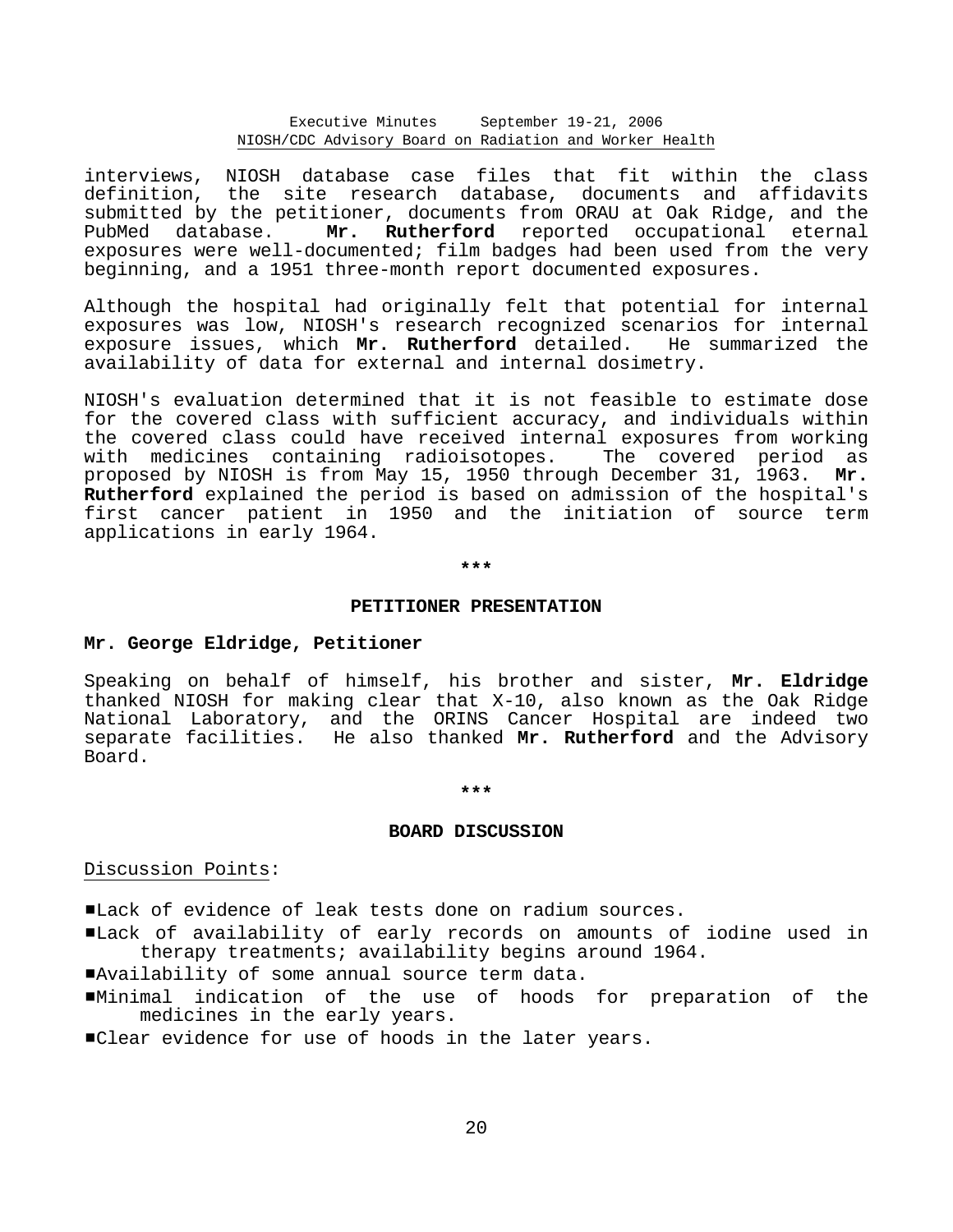interviews, NIOSH database case files that fit within the class definition, the site research database, documents and affidavits submitted by the petitioner, documents from ORAU at Oak Ridge, and the PubMed database. **Mr. Rutherford** reported occupational eternal exposures were well-documented; film badges had been used from the very beginning, and a 1951 three-month report documented exposures.

Although the hospital had originally felt that potential for internal exposures was low, NIOSH's research recognized scenarios for internal exposure issues, which **Mr. Rutherford** detailed. He summarized the availability of data for external and internal dosimetry.

NIOSH's evaluation determined that it is not feasible to estimate dose for the covered class with sufficient accuracy, and individuals within the covered class could have received internal exposures from working with medicines containing radioisotopes. The covered period as proposed by NIOSH is from May 15, 1950 through December 31, 1963. **Mr. Rutherford** explained the period is based on admission of the hospital's first cancer patient in 1950 and the initiation of source term applications in early 1964.

***

## PETITIONER PRESENTATION

### Mr. George Eldridge, Petitioner

Speaking on behalf of himself, his brother and sister, **Mr. Eldridge** thanked NIOSH for making clear that X-10, also known as the Oak Ridge National Laboratory, and the ORINS Cancer Hospital are indeed two separate facilities. He also thanked **Mr. Rutherford** and the Advisory Board.

***

## BOARD DISCUSSION

Discussion Points:

- Lack of evidence of leak tests done on radium sources.
- Lack of availability of early records on amounts of iodine used in therapy treatments; availability begins around 1964.
- Availability of some annual source term data.
- Minimal indication of the use of hoods for preparation of the medicines in the early years.
- Clear evidence for use of hoods in the later years.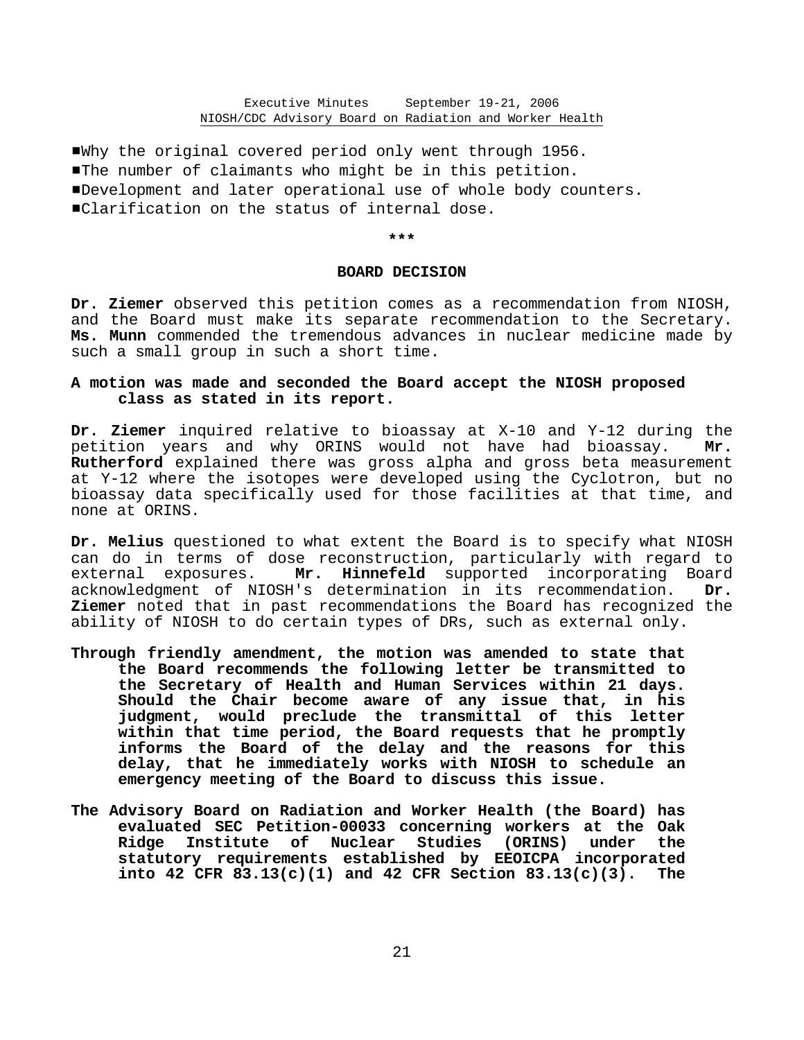- Why the original covered period only went through 1956.
- The number of claimants who might be in this petition.
- Development and later operational use of whole body counters.
- Clarification on the status of internal dose.

***

### BOARD DECISION

**Dr. Ziemer** observed this petition comes as a recommendation from NIOSH, and the Board must make its separate recommendation to the Secretary. **Ms. Munn** commended the tremendous advances in nuclear medicine made by such a small group in such a short time.

**A motion was made and seconded the Board accept the NIOSH proposed class as stated in its report.**

**Dr. Ziemer** inquired relative to bioassay at X-10 and Y-12 during the petition years and why ORINS would not have had bioassay. **Mr. Rutherford** explained there was gross alpha and gross beta measurement at Y-12 where the isotopes were developed using the Cyclotron, but no bioassay data specifically used for those facilities at that time, and none at ORINS.

**Dr. Melius** questioned to what extent the Board is to specify what NIOSH can do in terms of dose reconstruction, particularly with regard to external exposures. **Mr. Hinnefeld** supported incorporating Board acknowledgment of NIOSH's determination in its recommendation. **Dr. Ziemer** noted that in past recommendations the Board has recognized the ability of NIOSH to do certain types of DRs, such as external only.

**Through friendly amendment, the motion was amended to state that the Board recommends the following letter be transmitted to the Secretary of Health and Human Services within 21 days. Should the Chair become aware of any issue that, in his judgment, would preclude the transmittal of this letter within that time period, the Board requests that he promptly informs the Board of the delay and the reasons for this delay, that he immediately works with NIOSH to schedule an emergency meeting of the Board to discuss this issue.**

**The Advisory Board on Radiation and Worker Health (the Board) has evaluated SEC Petition-00033 concerning workers at the Oak Ridge Institute of Nuclear Studies (ORINS) under the statutory requirements established by EEOICPA incorporated into 42 CFR 83.13(c)(1) and 42 CFR Section 83.13(c)(3). The**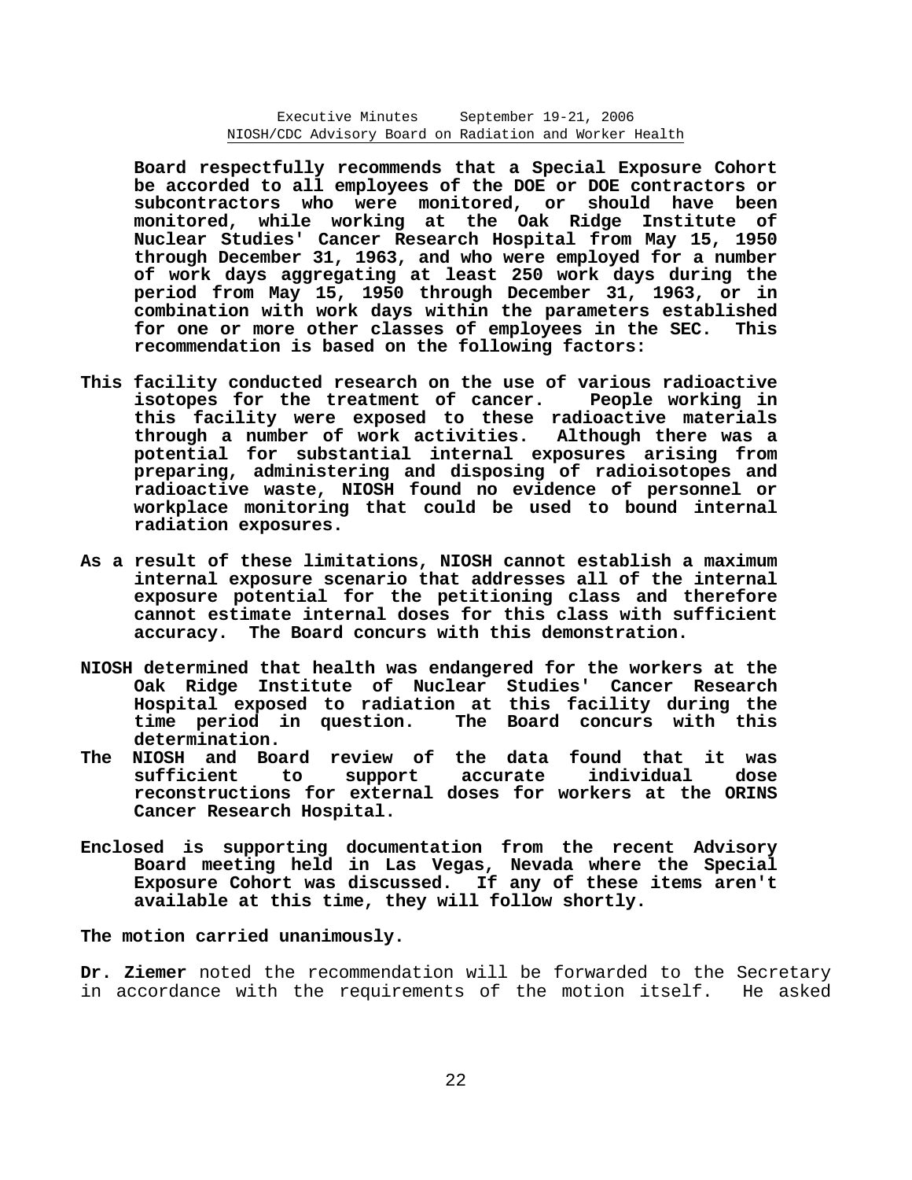**Board respectfully recommends that a Special Exposure Cohort be accorded to all employees of the DOE or DOE contractors or subcontractors who were monitored, or should have been monitored, while working at the Oak Ridge Institute of Nuclear Studies' Cancer Research Hospital from May 15, 1950 through December 31, 1963, and who were employed for a number of work days aggregating at least 250 work days during the period from May 15, 1950 through December 31, 1963, or in combination with work days within the parameters established for one or more other classes of employees in the SEC. This recommendation is based on the following factors:**

**This facility conducted research on the use of various radioactive isotopes for the treatment of cancer. People working in this facility were exposed to these radioactive materials through a number of work activities. Although there was a potential for substantial internal exposures arising from preparing, administering and disposing of radioisotopes and radioactive waste, NIOSH found no evidence of personnel or workplace monitoring that could be used to bound internal radiation exposures.**

**As a result of these limitations, NIOSH cannot establish a maximum internal exposure scenario that addresses all of the internal exposure potential for the petitioning class and therefore cannot estimate internal doses for this class with sufficient accuracy. The Board concurs with this demonstration.**

**NIOSH determined that health was endangered for the workers at the Oak Ridge Institute of Nuclear Studies' Cancer Research Hospital exposed to radiation at this facility during the time period in question. The Board concurs with this determination.**

**The NIOSH and Board review of the data found that it was sufficient to support accurate individual dose reconstructions for external doses for workers at the ORINS Cancer Research Hospital.**

**Enclosed is supporting documentation from the recent Advisory Board meeting held in Las Vegas, Nevada where the Special Exposure Cohort was discussed. If any of these items aren't available at this time, they will follow shortly.**

**The motion carried unanimously.**

**Dr. Ziemer** noted the recommendation will be forwarded to the Secretary in accordance with the requirements of the motion itself. He asked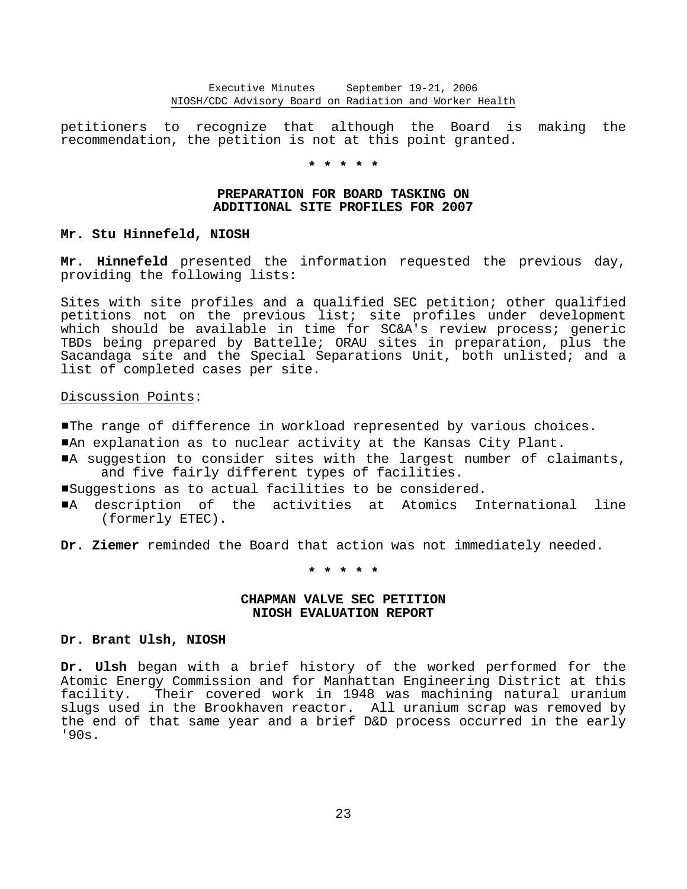petitioners to recognize that although the Board is making the recommendation, the petition is not at this point granted.

\* \* \* \* \*

## PREPARATION FOR BOARD TASKING ON ADDITIONAL SITE PROFILES FOR 2007

**Mr. Stu Hinnefeld, NIOSH**

**Mr. Hinnefeld** presented the information requested the previous day, providing the following lists:

Sites with site profiles and a qualified SEC petition; other qualified petitions not on the previous list; site profiles under development which should be available in time for SC&A's review process; generic TBDs being prepared by Battelle; ORAU sites in preparation, plus the Sacandaga site and the Special Separations Unit, both unlisted; and a list of completed cases per site.

Discussion Points:

- The range of difference in workload represented by various choices.
- An explanation as to nuclear activity at the Kansas City Plant.
- A suggestion to consider sites with the largest number of claimants, and five fairly different types of facilities.
- Suggestions as to actual facilities to be considered.
- A description of the activities at Atomics International line (formerly ETEC).

**Dr. Ziemer** reminded the Board that action was not immediately needed.

\* \* \* \* \*

## CHAPMAN VALVE SEC PETITION NIOSH EVALUATION REPORT

**Dr. Brant Ulsh, NIOSH**

**Dr. Ulsh** began with a brief history of the worked performed for the Atomic Energy Commission and for Manhattan Engineering District at this facility. Their covered work in 1948 was machining natural uranium slugs used in the Brookhaven reactor. All uranium scrap was removed by the end of that same year and a brief D&D process occurred in the early '90s.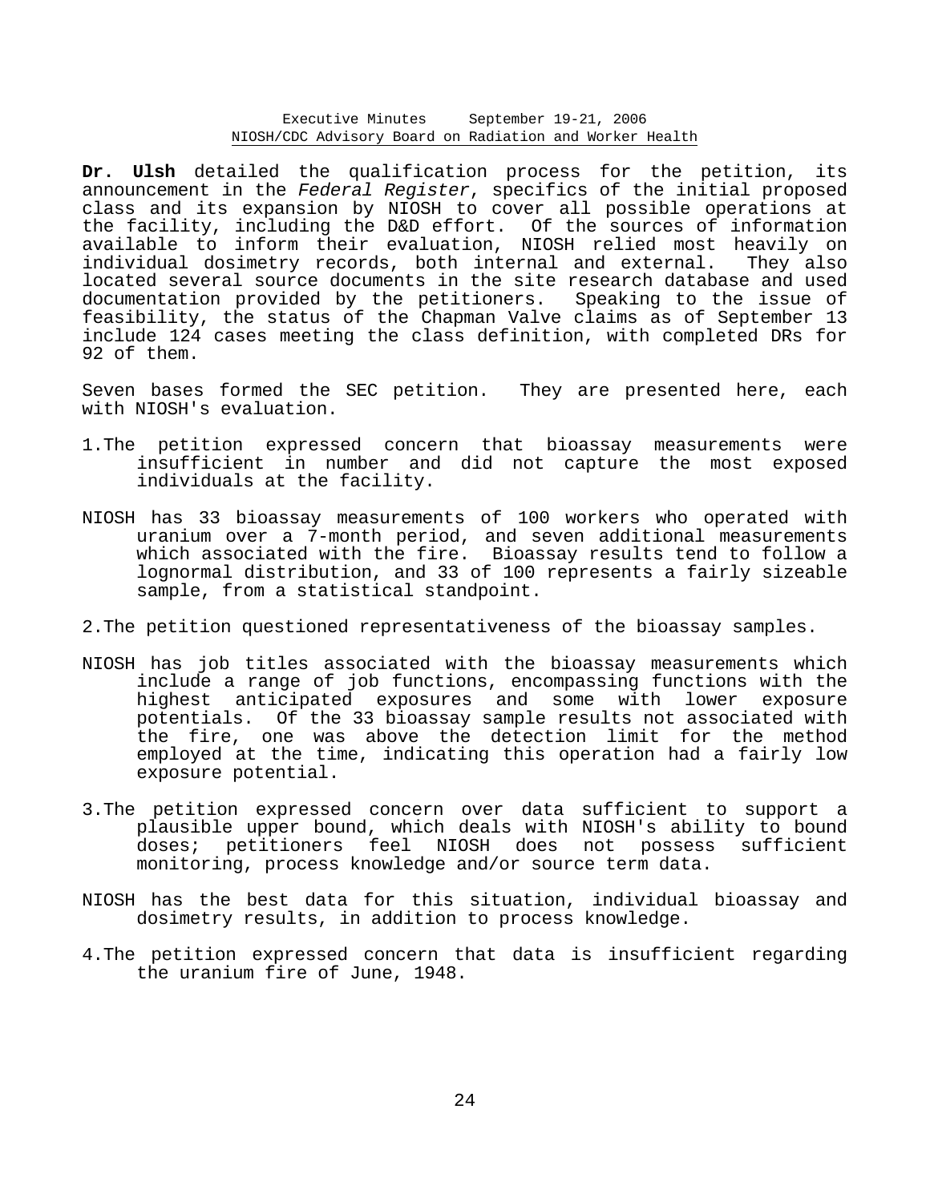**Dr. Ulsh** detailed the qualification process for the petition, its announcement in the *Federal Register*, specifics of the initial proposed class and its expansion by NIOSH to cover all possible operations at the facility, including the D&D effort. Of the sources of information available to inform their evaluation, NIOSH relied most heavily on individual dosimetry records, both internal and external. They also located several source documents in the site research database and used documentation provided by the petitioners. Speaking to the issue of feasibility, the status of the Chapman Valve claims as of September 13 include 124 cases meeting the class definition, with completed DRs for 92 of them.

Seven bases formed the SEC petition. They are presented here, each with NIOSH's evaluation.

1. The petition expressed concern that bioassay measurements were insufficient in number and did not capture the most exposed individuals at the facility.

NIOSH has 33 bioassay measurements of 100 workers who operated with uranium over a 7-month period, and seven additional measurements which associated with the fire. Bioassay results tend to follow a lognormal distribution, and 33 of 100 represents a fairly sizeable sample, from a statistical standpoint.

2. The petition questioned representativeness of the bioassay samples.

NIOSH has job titles associated with the bioassay measurements which include a range of job functions, encompassing functions with the highest anticipated exposures and some with lower exposure potentials. Of the 33 bioassay sample results not associated with the fire, one was above the detection limit for the method employed at the time, indicating this operation had a fairly low exposure potential.

3. The petition expressed concern over data sufficient to support a plausible upper bound, which deals with NIOSH's ability to bound doses; petitioners feel NIOSH does not possess sufficient monitoring, process knowledge and/or source term data.

NIOSH has the best data for this situation, individual bioassay and dosimetry results, in addition to process knowledge.

4. The petition expressed concern that data is insufficient regarding the uranium fire of June, 1948.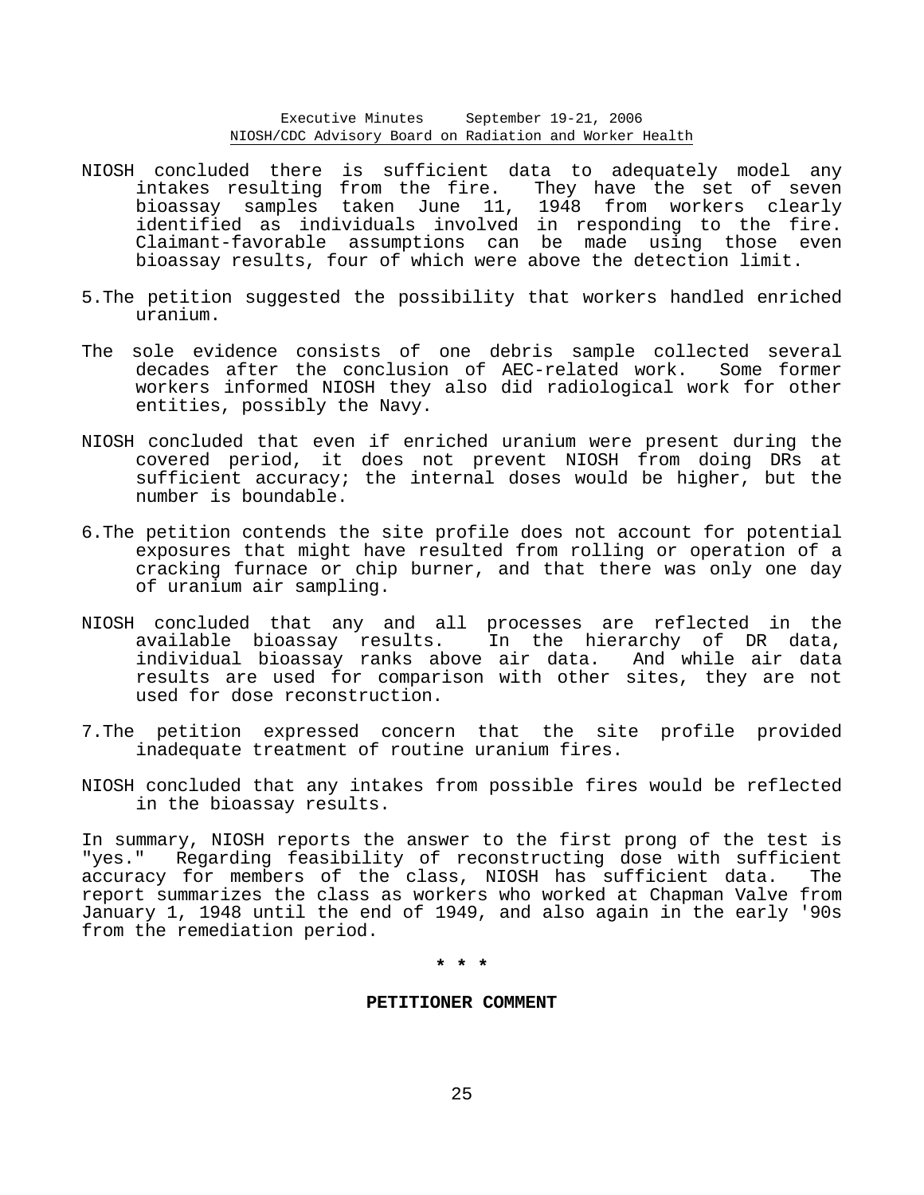NIOSH concluded there is sufficient data to adequately model any intakes resulting from the fire. They have the set of seven bioassay samples taken June 11, 1948 from workers clearly identified as individuals involved in responding to the fire. Claimant-favorable assumptions can be made using those even bioassay results, four of which were above the detection limit.

5. The petition suggested the possibility that workers handled enriched uranium.

The sole evidence consists of one debris sample collected several decades after the conclusion of AEC-related work. Some former workers informed NIOSH they also did radiological work for other entities, possibly the Navy.

NIOSH concluded that even if enriched uranium were present during the covered period, it does not prevent NIOSH from doing DRs at sufficient accuracy; the internal doses would be higher, but the number is boundable.

6. The petition contends the site profile does not account for potential exposures that might have resulted from rolling or operation of a cracking furnace or chip burner, and that there was only one day of uranium air sampling.

NIOSH concluded that any and all processes are reflected in the available bioassay results. In the hierarchy of DR data, individual bioassay ranks above air data. And while air data results are used for comparison with other sites, they are not used for dose reconstruction.

7. The petition expressed concern that the site profile provided inadequate treatment of routine uranium fires.

NIOSH concluded that any intakes from possible fires would be reflected in the bioassay results.

In summary, NIOSH reports the answer to the first prong of the test is "yes." Regarding feasibility of reconstructing dose with sufficient accuracy for members of the class, NIOSH has sufficient data. The report summarizes the class as workers who worked at Chapman Valve from January 1, 1948 until the end of 1949, and also again in the early '90s from the remediation period.

**\* \* \***

**PETITIONER COMMENT**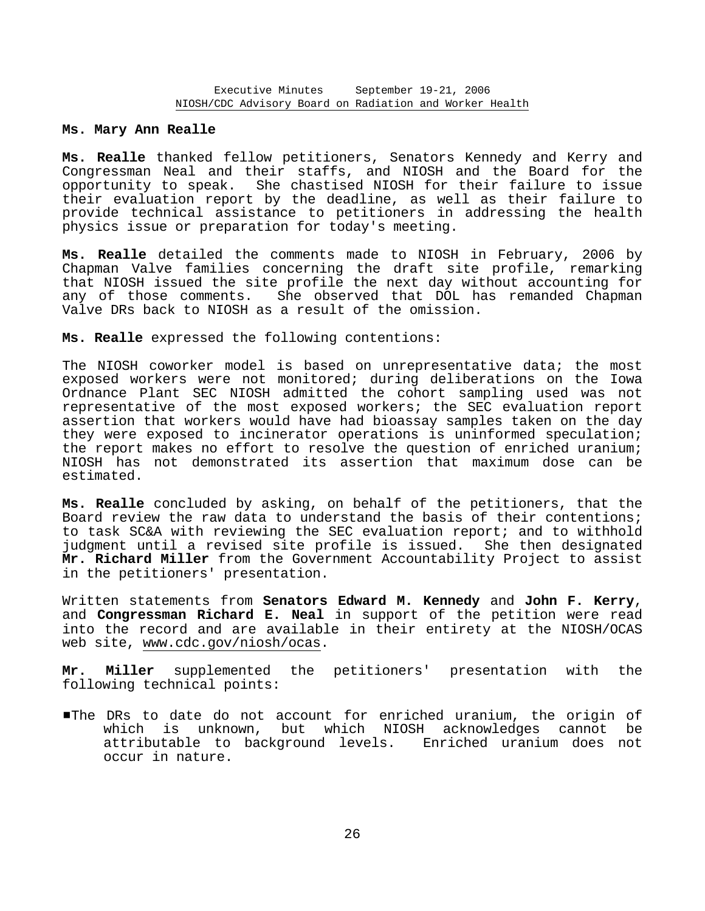**Ms. Mary Ann Realle**

**Ms. Realle** thanked fellow petitioners, Senators Kennedy and Kerry and Congressman Neal and their staffs, and NIOSH and the Board for the opportunity to speak. She chastised NIOSH for their failure to issue their evaluation report by the deadline, as well as their failure to provide technical assistance to petitioners in addressing the health physics issue or preparation for today's meeting.

**Ms. Realle** detailed the comments made to NIOSH in February, 2006 by Chapman Valve families concerning the draft site profile, remarking that NIOSH issued the site profile the next day without accounting for any of those comments. She observed that DOL has remanded Chapman Valve DRs back to NIOSH as a result of the omission.

**Ms. Realle** expressed the following contentions:

The NIOSH coworker model is based on unrepresentative data; the most exposed workers were not monitored; during deliberations on the Iowa Ordnance Plant SEC NIOSH admitted the cohort sampling used was not representative of the most exposed workers; the SEC evaluation report assertion that workers would have had bioassay samples taken on the day they were exposed to incinerator operations is uninformed speculation; the report makes no effort to resolve the question of enriched uranium; NIOSH has not demonstrated its assertion that maximum dose can be estimated.

**Ms. Realle** concluded by asking, on behalf of the petitioners, that the Board review the raw data to understand the basis of their contentions; to task SC&A with reviewing the SEC evaluation report; and to withhold judgment until a revised site profile is issued. She then designated **Mr. Richard Miller** from the Government Accountability Project to assist in the petitioners' presentation.

Written statements from **Senators Edward M. Kennedy** and **John F. Kerry**, and **Congressman Richard E. Neal** in support of the petition were read into the record and are available in their entirety at the NIOSH/OCAS web site, www.cdc.gov/niosh/ocas.

**Mr. Miller** supplemented the petitioners' presentation with the following technical points:

- The DRs to date do not account for enriched uranium, the origin of which is unknown, but which NIOSH acknowledges cannot be attributable to background levels. Enriched uranium does not occur in nature.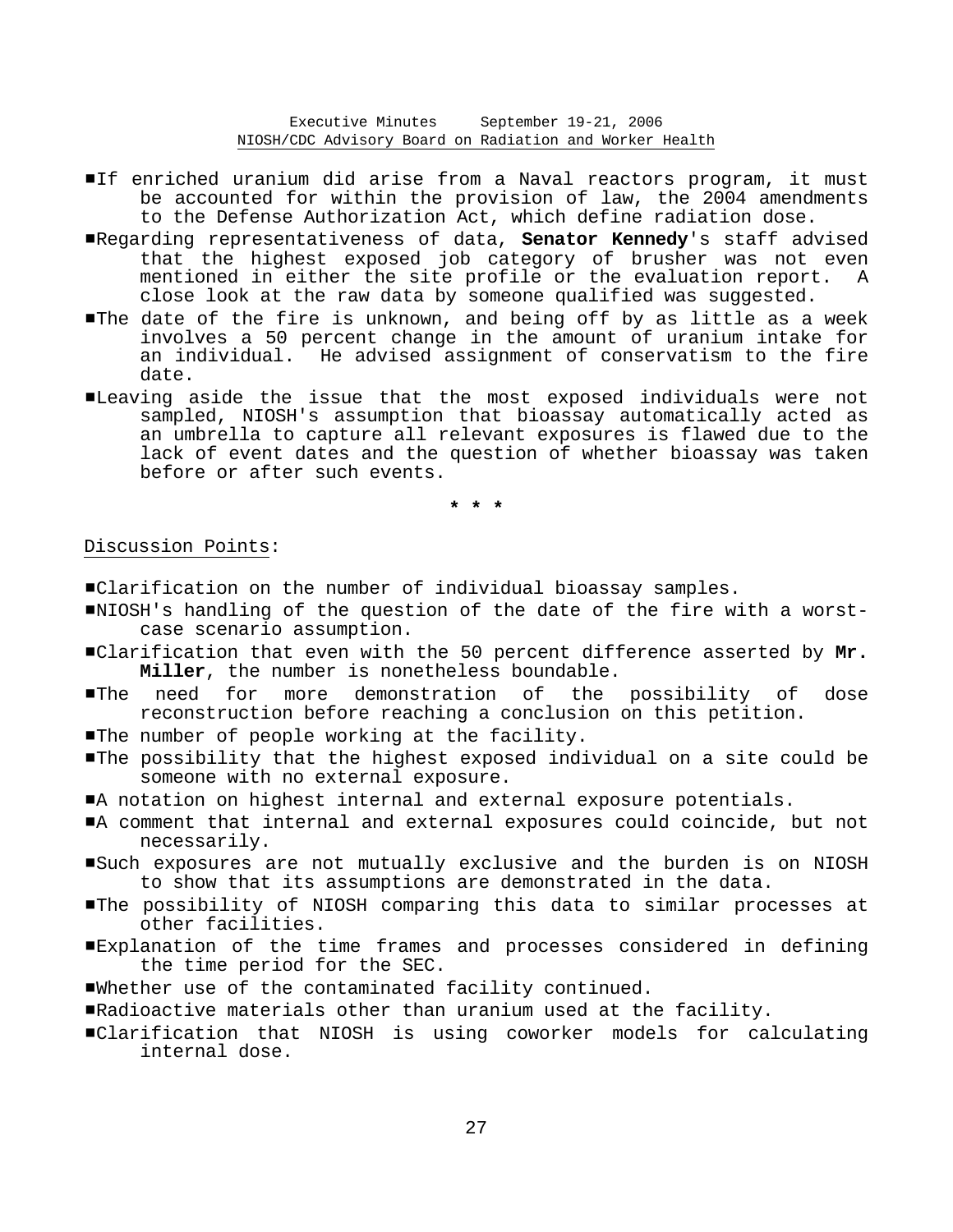- If enriched uranium did arise from a Naval reactors program, it must be accounted for within the provision of law, the 2004 amendments to the Defense Authorization Act, which define radiation dose.
- Regarding representativeness of data, **Senator Kennedy**'s staff advised that the highest exposed job category of brusher was not even mentioned in either the site profile or the evaluation report. A close look at the raw data by someone qualified was suggested.
- The date of the fire is unknown, and being off by as little as a week involves a 50 percent change in the amount of uranium intake for an individual. He advised assignment of conservatism to the fire date.
- Leaving aside the issue that the most exposed individuals were not sampled, NIOSH's assumption that bioassay automatically acted as an umbrella to capture all relevant exposures is flawed due to the lack of event dates and the question of whether bioassay was taken before or after such events.

\* \* \*

Discussion Points:

- Clarification on the number of individual bioassay samples.
- NIOSH's handling of the question of the date of the fire with a worst-case scenario assumption.
- Clarification that even with the 50 percent difference asserted by **Mr. Miller**, the number is nonetheless boundable.
- The need for more demonstration of the possibility of dose reconstruction before reaching a conclusion on this petition.
- The number of people working at the facility.
- The possibility that the highest exposed individual on a site could be someone with no external exposure.
- A notation on highest internal and external exposure potentials.
- A comment that internal and external exposures could coincide, but not necessarily.
- Such exposures are not mutually exclusive and the burden is on NIOSH to show that its assumptions are demonstrated in the data.
- The possibility of NIOSH comparing this data to similar processes at other facilities.
- Explanation of the time frames and processes considered in defining the time period for the SEC.
- Whether use of the contaminated facility continued.
- Radioactive materials other than uranium used at the facility.
- Clarification that NIOSH is using coworker models for calculating internal dose.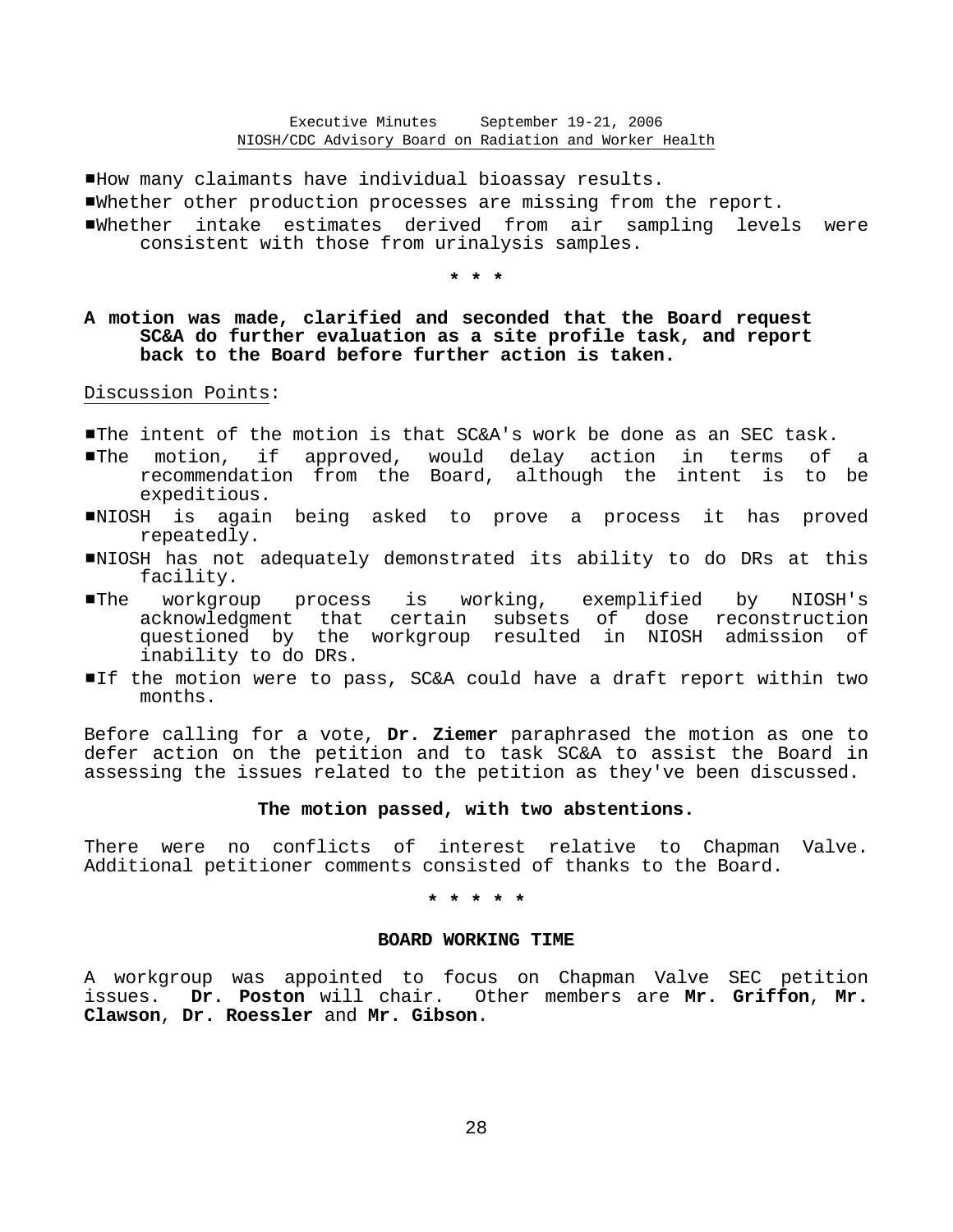- How many claimants have individual bioassay results.
- Whether other production processes are missing from the report.
- Whether intake estimates derived from air sampling levels were consistent with those from urinalysis samples.

**\* \* \***

**A motion was made, clarified and seconded that the Board request SC&A do further evaluation as a site profile task, and report back to the Board before further action is taken.**

Discussion Points:

- The intent of the motion is that SC&A's work be done as an SEC task.
- The motion, if approved, would delay action in terms of a recommendation from the Board, although the intent is to be expeditious.
- NIOSH is again being asked to prove a process it has proved repeatedly.
- NIOSH has not adequately demonstrated its ability to do DRs at this facility.
- The workgroup process is working, exemplified by NIOSH's acknowledgment that certain subsets of dose reconstruction questioned by the workgroup resulted in NIOSH admission of inability to do DRs.
- If the motion were to pass, SC&A could have a draft report within two months.

Before calling for a vote, **Dr. Ziemer** paraphrased the motion as one to defer action on the petition and to task SC&A to assist the Board in assessing the issues related to the petition as they've been discussed.

**The motion passed, with two abstentions.**

There were no conflicts of interest relative to Chapman Valve. Additional petitioner comments consisted of thanks to the Board.

**\* \* \* \* \***

## BOARD WORKING TIME

A workgroup was appointed to focus on Chapman Valve SEC petition issues. **Dr. Poston** will chair. Other members are **Mr. Griffon**, **Mr. Clawson**, **Dr. Roessler** and **Mr. Gibson**.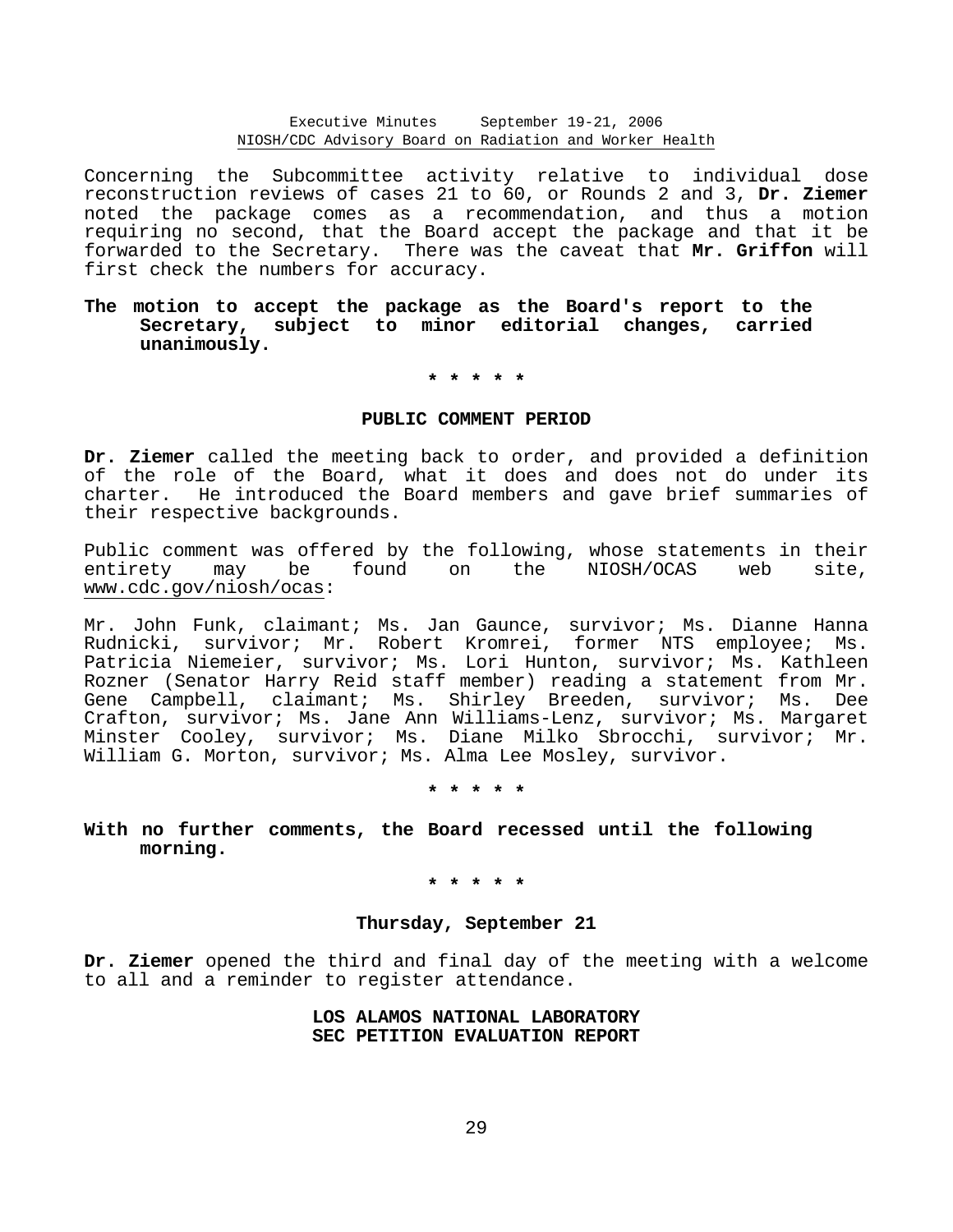Concerning the Subcommittee activity relative to individual dose reconstruction reviews of cases 21 to 60, or Rounds 2 and 3, **Dr. Ziemer** noted the package comes as a recommendation, and thus a motion requiring no second, that the Board accept the package and that it be forwarded to the Secretary. There was the caveat that **Mr. Griffon** will first check the numbers for accuracy.

**The motion to accept the package as the Board's report to the Secretary, subject to minor editorial changes, carried unanimously.**

\* \* \* \* \*

**PUBLIC COMMENT PERIOD**

**Dr. Ziemer** called the meeting back to order, and provided a definition of the role of the Board, what it does and does not do under its charter. He introduced the Board members and gave brief summaries of their respective backgrounds.

Public comment was offered by the following, whose statements in their entirety may be found on the NIOSH/OCAS web site, www.cdc.gov/niosh/ocas:

Mr. John Funk, claimant; Ms. Jan Gaunce, survivor; Ms. Dianne Hanna Rudnicki, survivor; Mr. Robert Kromrei, former NTS employee; Ms. Patricia Niemeier, survivor; Ms. Lori Hunton, survivor; Ms. Kathleen Rozner (Senator Harry Reid staff member) reading a statement from Mr. Gene Campbell, claimant; Ms. Shirley Breeden, survivor; Ms. Dee Crafton, survivor; Ms. Jane Ann Williams-Lenz, survivor; Ms. Margaret Minster Cooley, survivor; Ms. Diane Milko Sbrocchi, survivor; Mr. William G. Morton, survivor; Ms. Alma Lee Mosley, survivor.

\* \* \* \* \*

**With no further comments, the Board recessed until the following morning.**

\* \* \* \* \*

**Thursday, September 21**

**Dr. Ziemer** opened the third and final day of the meeting with a welcome to all and a reminder to register attendance.

**LOS ALAMOS NATIONAL LABORATORY**
**SEC PETITION EVALUATION REPORT**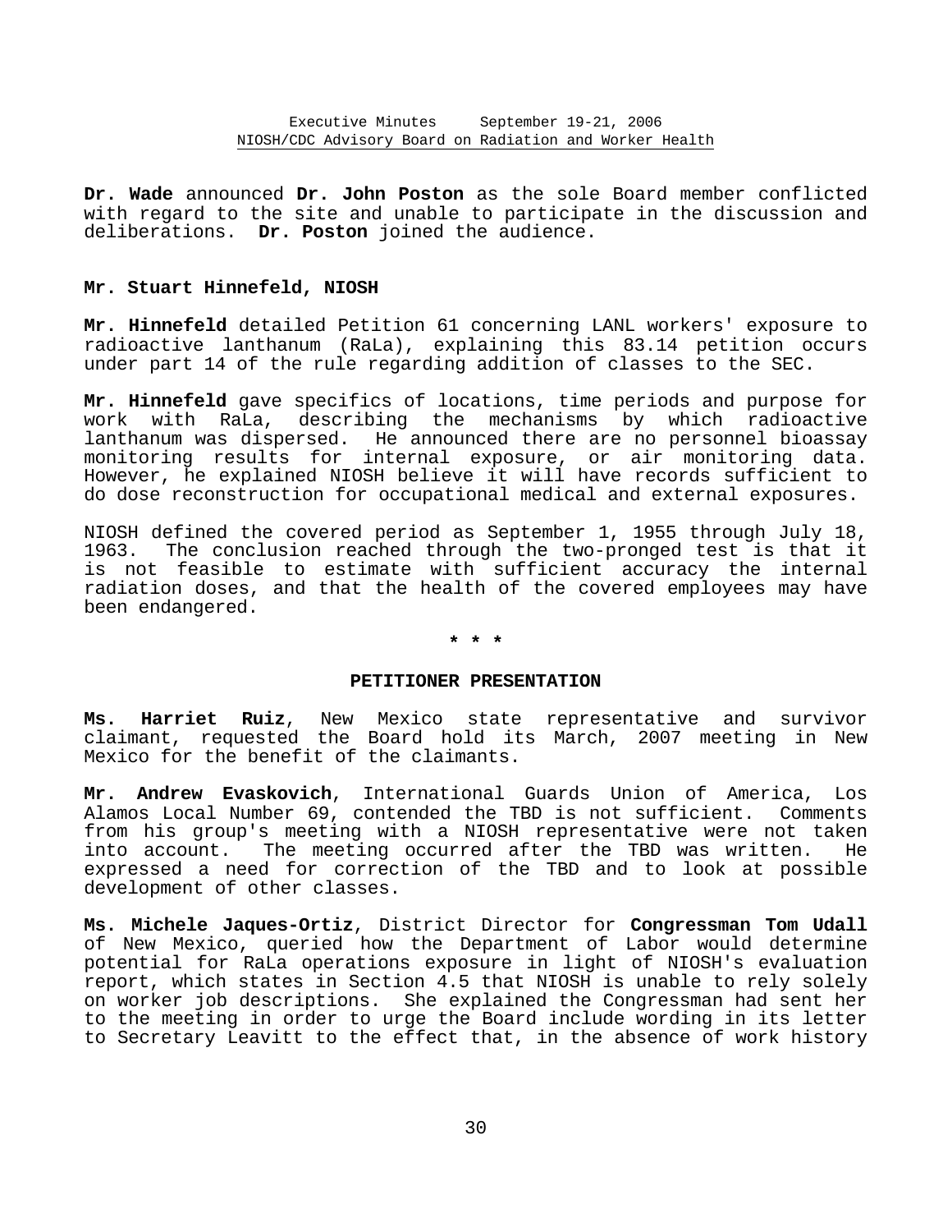**Dr. Wade** announced **Dr. John Poston** as the sole Board member conflicted with regard to the site and unable to participate in the discussion and deliberations. **Dr. Poston** joined the audience.

**Mr. Stuart Hinnefeld, NIOSH**

**Mr. Hinnefeld** detailed Petition 61 concerning LANL workers' exposure to radioactive lanthanum (RaLa), explaining this 83.14 petition occurs under part 14 of the rule regarding addition of classes to the SEC.

**Mr. Hinnefeld** gave specifics of locations, time periods and purpose for work with RaLa, describing the mechanisms by which radioactive lanthanum was dispersed. He announced there are no personnel bioassay monitoring results for internal exposure, or air monitoring data. However, he explained NIOSH believe it will have records sufficient to do dose reconstruction for occupational medical and external exposures.

NIOSH defined the covered period as September 1, 1955 through July 18, 1963. The conclusion reached through the two-pronged test is that it is not feasible to estimate with sufficient accuracy the internal radiation doses, and that the health of the covered employees may have been endangered.

\* \* \*

## PETITIONER PRESENTATION

**Ms. Harriet Ruiz**, New Mexico state representative and survivor claimant, requested the Board hold its March, 2007 meeting in New Mexico for the benefit of the claimants.

**Mr. Andrew Evaskovich**, International Guards Union of America, Los Alamos Local Number 69, contended the TBD is not sufficient. Comments from his group's meeting with a NIOSH representative were not taken into account. The meeting occurred after the TBD was written. He expressed a need for correction of the TBD and to look at possible development of other classes.

**Ms. Michele Jaques-Ortiz**, District Director for **Congressman Tom Udall** of New Mexico, queried how the Department of Labor would determine potential for RaLa operations exposure in light of NIOSH's evaluation report, which states in Section 4.5 that NIOSH is unable to rely solely on worker job descriptions. She explained the Congressman had sent her to the meeting in order to urge the Board include wording in its letter to Secretary Leavitt to the effect that, in the absence of work history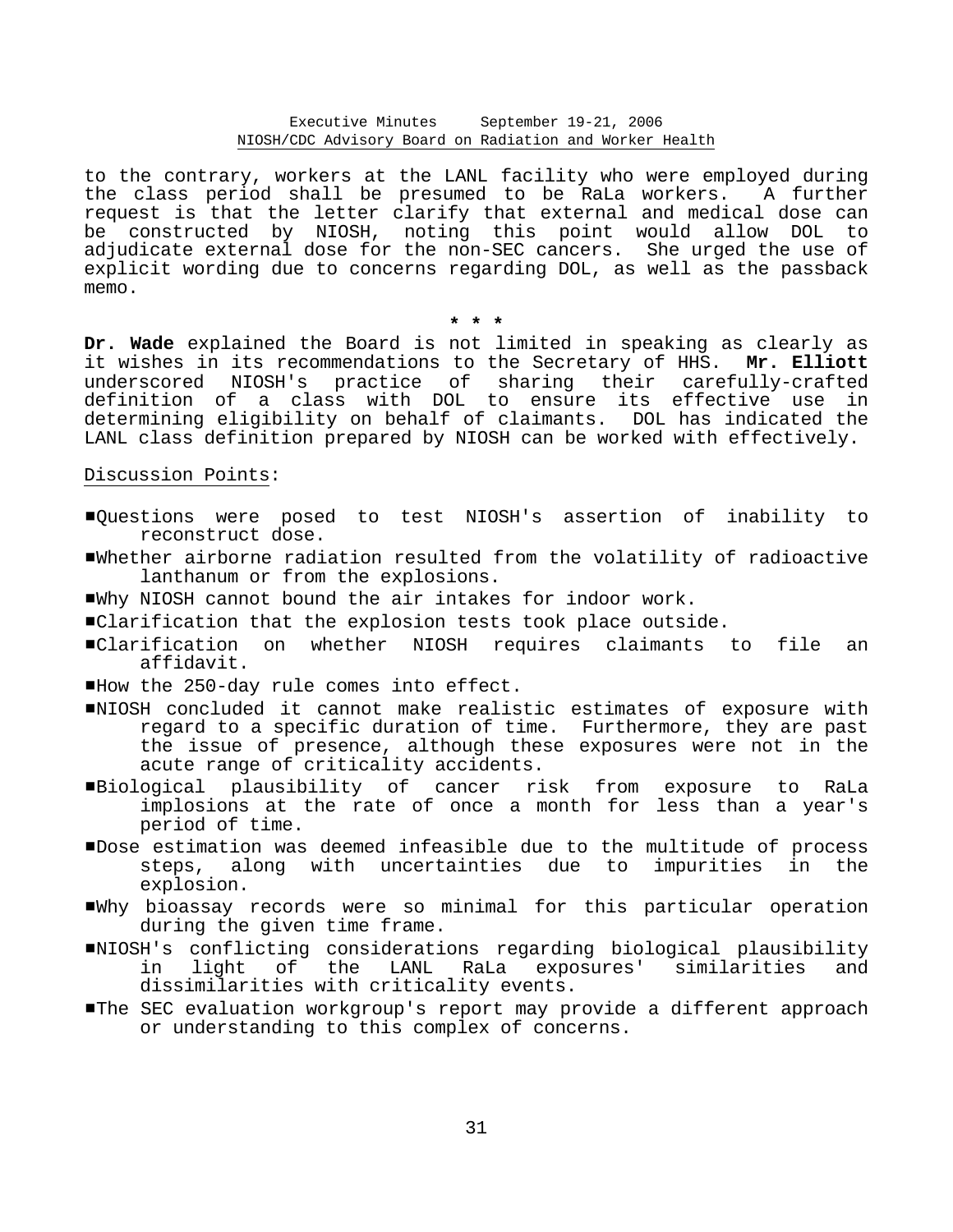to the contrary, workers at the LANL facility who were employed during the class period shall be presumed to be RaLa workers. A further request is that the letter clarify that external and medical dose can be constructed by NIOSH, noting this point would allow DOL to adjudicate external dose for the non-SEC cancers. She urged the use of explicit wording due to concerns regarding DOL, as well as the passback memo.

\* \* \*

**Dr. Wade** explained the Board is not limited in speaking as clearly as it wishes in its recommendations to the Secretary of HHS. **Mr. Elliott** underscored NIOSH's practice of sharing their carefully-crafted definition of a class with DOL to ensure its effective use in determining eligibility on behalf of claimants. DOL has indicated the LANL class definition prepared by NIOSH can be worked with effectively.

Discussion Points:

- Questions were posed to test NIOSH's assertion of inability to reconstruct dose.
- Whether airborne radiation resulted from the volatility of radioactive lanthanum or from the explosions.
- Why NIOSH cannot bound the air intakes for indoor work.
- Clarification that the explosion tests took place outside.
- Clarification on whether NIOSH requires claimants to file an affidavit.
- How the 250-day rule comes into effect.
- NIOSH concluded it cannot make realistic estimates of exposure with regard to a specific duration of time. Furthermore, they are past the issue of presence, although these exposures were not in the acute range of criticality accidents.
- Biological plausibility of cancer risk from exposure to RaLa implosions at the rate of once a month for less than a year's period of time.
- Dose estimation was deemed infeasible due to the multitude of process steps, along with uncertainties due to impurities in the explosion.
- Why bioassay records were so minimal for this particular operation during the given time frame.
- NIOSH's conflicting considerations regarding biological plausibility in light of the LANL RaLa exposures' similarities and dissimilarities with criticality events.
- The SEC evaluation workgroup's report may provide a different approach or understanding to this complex of concerns.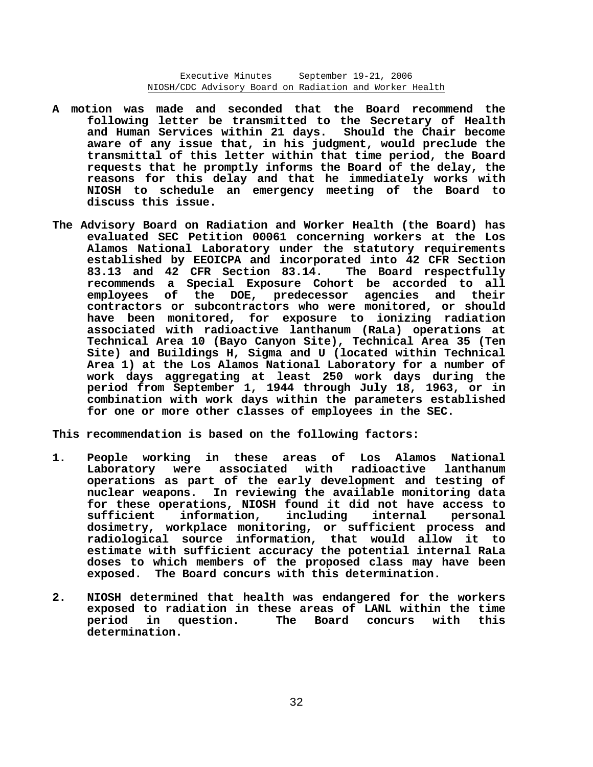**A motion was made and seconded that the Board recommend the following letter be transmitted to the Secretary of Health and Human Services within 21 days. Should the Chair become aware of any issue that, in his judgment, would preclude the transmittal of this letter within that time period, the Board requests that he promptly informs the Board of the delay, the reasons for this delay and that he immediately works with NIOSH to schedule an emergency meeting of the Board to discuss this issue.**

**The Advisory Board on Radiation and Worker Health (the Board) has evaluated SEC Petition 00061 concerning workers at the Los Alamos National Laboratory under the statutory requirements established by EEOICPA and incorporated into 42 CFR Section 83.13 and 42 CFR Section 83.14. The Board respectfully recommends a Special Exposure Cohort be accorded to all employees of the DOE, predecessor agencies and their contractors or subcontractors who were monitored, or should have been monitored, for exposure to ionizing radiation associated with radioactive lanthanum (RaLa) operations at Technical Area 10 (Bayo Canyon Site), Technical Area 35 (Ten Site) and Buildings H, Sigma and U (located within Technical Area 1) at the Los Alamos National Laboratory for a number of work days aggregating at least 250 work days during the period from September 1, 1944 through July 18, 1963, or in combination with work days within the parameters established for one or more other classes of employees in the SEC.**

**This recommendation is based on the following factors:**

1. **People working in these areas of Los Alamos National Laboratory were associated with radioactive lanthanum operations as part of the early development and testing of nuclear weapons. In reviewing the available monitoring data for these operations, NIOSH found it did not have access to sufficient information, including internal personal dosimetry, workplace monitoring, or sufficient process and radiological source information, that would allow it to estimate with sufficient accuracy the potential internal RaLa doses to which members of the proposed class may have been exposed. The Board concurs with this determination.**

2. **NIOSH determined that health was endangered for the workers exposed to radiation in these areas of LANL within the time period in question. The Board concurs with this determination.**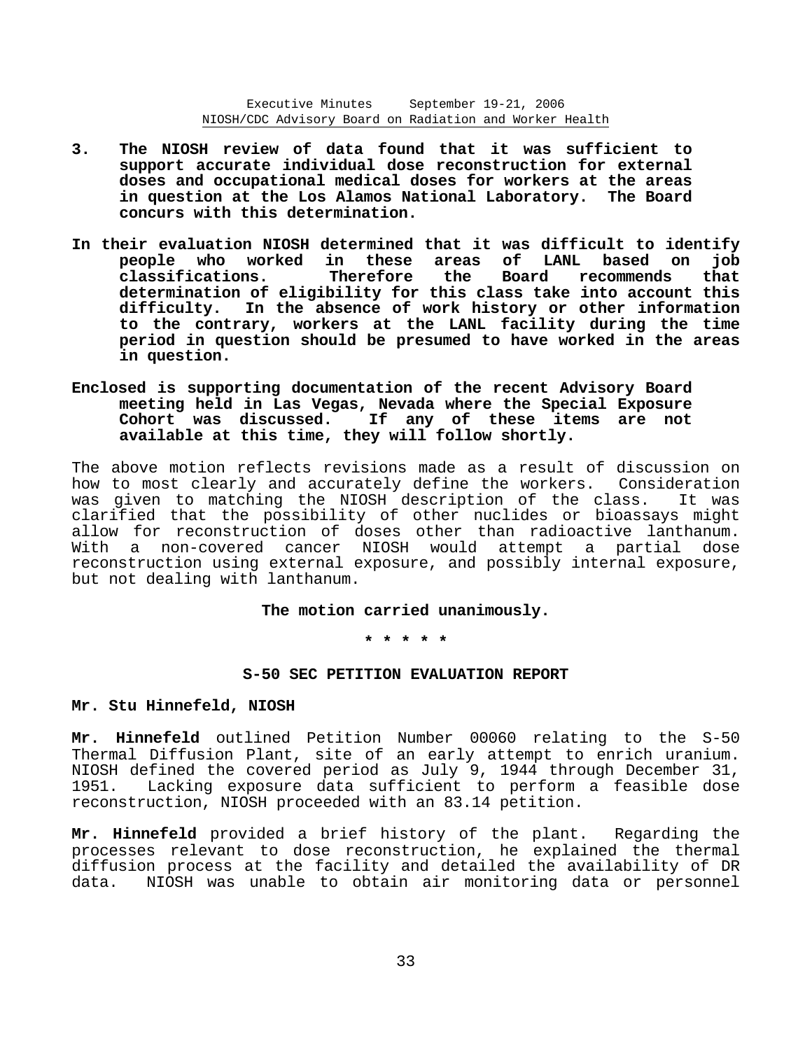**3. The NIOSH review of data found that it was sufficient to support accurate individual dose reconstruction for external doses and occupational medical doses for workers at the areas in question at the Los Alamos National Laboratory. The Board concurs with this determination.**

**In their evaluation NIOSH determined that it was difficult to identify people who worked in these areas of LANL based on job classifications. Therefore the Board recommends that determination of eligibility for this class take into account this difficulty. In the absence of work history or other information to the contrary, workers at the LANL facility during the time period in question should be presumed to have worked in the areas in question.**

**Enclosed is supporting documentation of the recent Advisory Board meeting held in Las Vegas, Nevada where the Special Exposure Cohort was discussed. If any of these items are not available at this time, they will follow shortly.**

The above motion reflects revisions made as a result of discussion on how to most clearly and accurately define the workers. Consideration was given to matching the NIOSH description of the class. It was clarified that the possibility of other nuclides or bioassays might allow for reconstruction of doses other than radioactive lanthanum. With a non-covered cancer NIOSH would attempt a partial dose reconstruction using external exposure, and possibly internal exposure, but not dealing with lanthanum.

**The motion carried unanimously.**

**\* \* \* \* \***

## S-50 SEC PETITION EVALUATION REPORT

**Mr. Stu Hinnefeld, NIOSH**

**Mr. Hinnefeld** outlined Petition Number 00060 relating to the S-50 Thermal Diffusion Plant, site of an early attempt to enrich uranium. NIOSH defined the covered period as July 9, 1944 through December 31, 1951. Lacking exposure data sufficient to perform a feasible dose reconstruction, NIOSH proceeded with an 83.14 petition.

**Mr. Hinnefeld** provided a brief history of the plant. Regarding the processes relevant to dose reconstruction, he explained the thermal diffusion process at the facility and detailed the availability of DR data. NIOSH was unable to obtain air monitoring data or personnel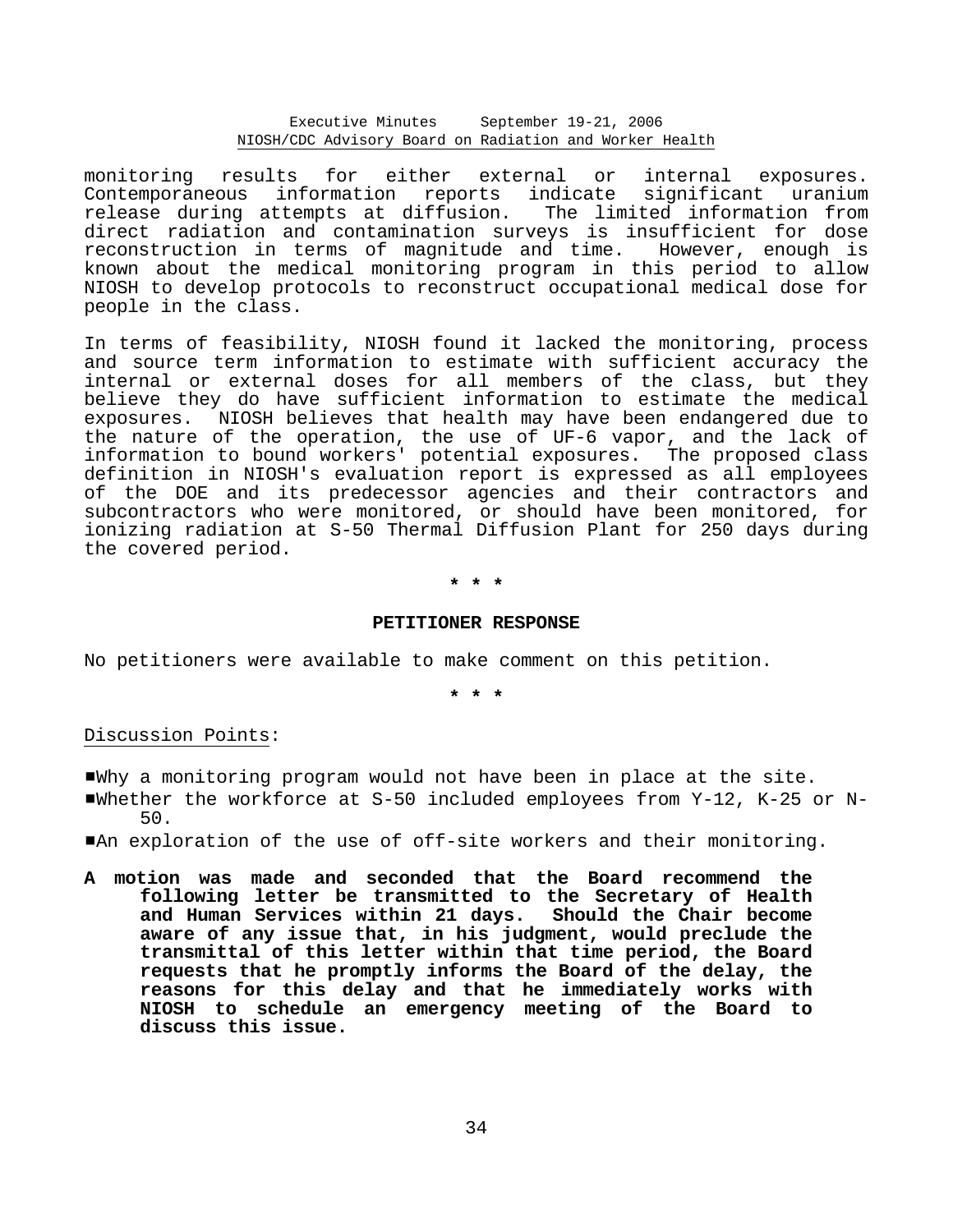monitoring results for either external or internal exposures. Contemporaneous information reports indicate significant uranium release during attempts at diffusion. The limited information from direct radiation and contamination surveys is insufficient for dose reconstruction in terms of magnitude and time. However, enough is known about the medical monitoring program in this period to allow NIOSH to develop protocols to reconstruct occupational medical dose for people in the class.

In terms of feasibility, NIOSH found it lacked the monitoring, process and source term information to estimate with sufficient accuracy the internal or external doses for all members of the class, but they believe they do have sufficient information to estimate the medical exposures. NIOSH believes that health may have been endangered due to the nature of the operation, the use of UF-6 vapor, and the lack of information to bound workers' potential exposures. The proposed class definition in NIOSH's evaluation report is expressed as all employees of the DOE and its predecessor agencies and their contractors and subcontractors who were monitored, or should have been monitored, for ionizing radiation at S-50 Thermal Diffusion Plant for 250 days during the covered period.

**\* \* \***

**PETITIONER RESPONSE**

No petitioners were available to make comment on this petition.

**\* \* \***

Discussion Points:

- Why a monitoring program would not have been in place at the site.
- Whether the workforce at S-50 included employees from Y-12, K-25 or N-50.
- An exploration of the use of off-site workers and their monitoring.

**A motion was made and seconded that the Board recommend the following letter be transmitted to the Secretary of Health and Human Services within 21 days. Should the Chair become aware of any issue that, in his judgment, would preclude the transmittal of this letter within that time period, the Board requests that he promptly informs the Board of the delay, the reasons for this delay and that he immediately works with NIOSH to schedule an emergency meeting of the Board to discuss this issue.**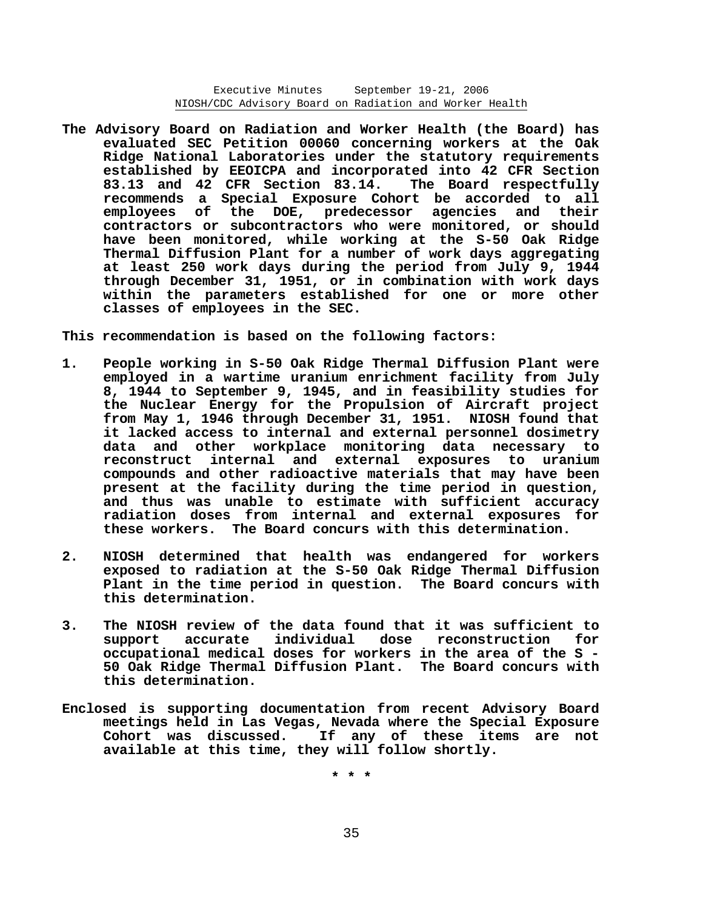**The Advisory Board on Radiation and Worker Health (the Board) has evaluated SEC Petition 00060 concerning workers at the Oak Ridge National Laboratories under the statutory requirements established by EEOICPA and incorporated into 42 CFR Section 83.13 and 42 CFR Section 83.14. The Board respectfully recommends a Special Exposure Cohort be accorded to all employees of the DOE, predecessor agencies and their contractors or subcontractors who were monitored, or should have been monitored, while working at the S-50 Oak Ridge Thermal Diffusion Plant for a number of work days aggregating at least 250 work days during the period from July 9, 1944 through December 31, 1951, or in combination with work days within the parameters established for one or more other classes of employees in the SEC.**

**This recommendation is based on the following factors:**

1. **People working in S-50 Oak Ridge Thermal Diffusion Plant were employed in a wartime uranium enrichment facility from July 8, 1944 to September 9, 1945, and in feasibility studies for the Nuclear Energy for the Propulsion of Aircraft project from May 1, 1946 through December 31, 1951. NIOSH found that it lacked access to internal and external personnel dosimetry data and other workplace monitoring data necessary to reconstruct internal and external exposures to uranium compounds and other radioactive materials that may have been present at the facility during the time period in question, and thus was unable to estimate with sufficient accuracy radiation doses from internal and external exposures for these workers. The Board concurs with this determination.**

2. **NIOSH determined that health was endangered for workers exposed to radiation at the S-50 Oak Ridge Thermal Diffusion Plant in the time period in question. The Board concurs with this determination.**

3. **The NIOSH review of the data found that it was sufficient to support accurate individual dose reconstruction for occupational medical doses for workers in the area of the S - 50 Oak Ridge Thermal Diffusion Plant. The Board concurs with this determination.**

**Enclosed is supporting documentation from recent Advisory Board meetings held in Las Vegas, Nevada where the Special Exposure Cohort was discussed. If any of these items are not available at this time, they will follow shortly.**

**\* \* \***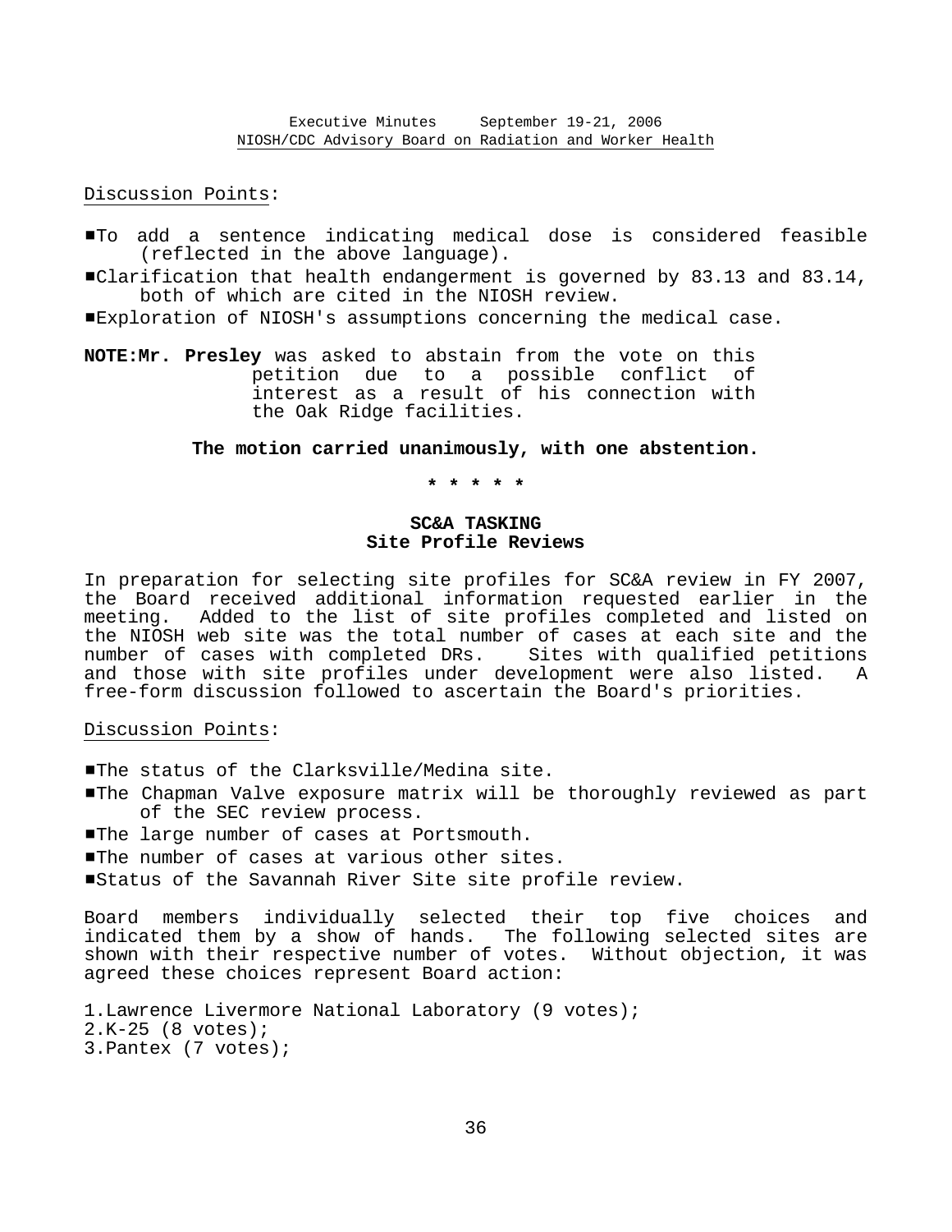Discussion Points:

- To add a sentence indicating medical dose is considered feasible (reflected in the above language).
- Clarification that health endangerment is governed by 83.13 and 83.14, both of which are cited in the NIOSH review.
- Exploration of NIOSH's assumptions concerning the medical case.

**NOTE:** **Mr. Presley** was asked to abstain from the vote on this petition due to a possible conflict of interest as a result of his connection with the Oak Ridge facilities.

**The motion carried unanimously, with one abstention.**

\* \* \* \* \*

## SC&A TASKING
### Site Profile Reviews

In preparation for selecting site profiles for SC&A review in FY 2007, the Board received additional information requested earlier in the meeting. Added to the list of site profiles completed and listed on the NIOSH web site was the total number of cases at each site and the number of cases with completed DRs. Sites with qualified petitions and those with site profiles under development were also listed. A free-form discussion followed to ascertain the Board's priorities.

Discussion Points:

- The status of the Clarksville/Medina site.
- The Chapman Valve exposure matrix will be thoroughly reviewed as part of the SEC review process.
- The large number of cases at Portsmouth.
- The number of cases at various other sites.
- Status of the Savannah River Site site profile review.

Board members individually selected their top five choices and indicated them by a show of hands. The following selected sites are shown with their respective number of votes. Without objection, it was agreed these choices represent Board action:

1. Lawrence Livermore National Laboratory (9 votes);
2. K-25 (8 votes);
3. Pantex (7 votes);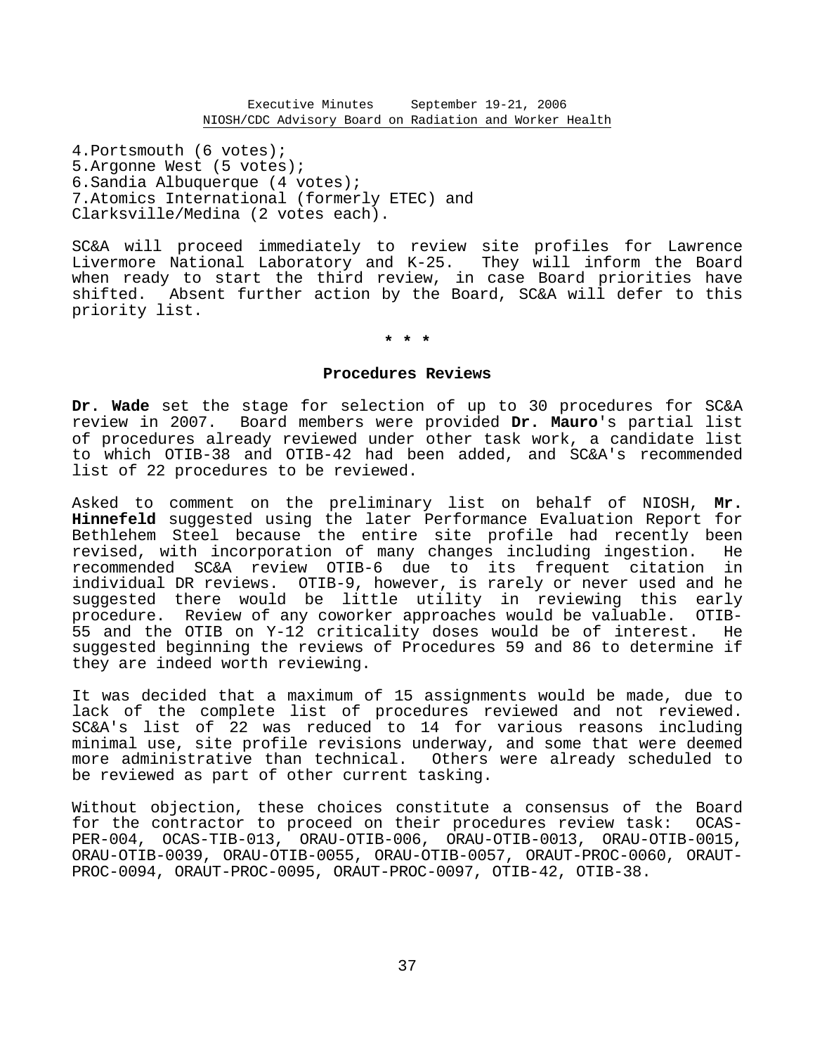4. Portsmouth (6 votes);
5. Argonne West (5 votes);
6. Sandia Albuquerque (4 votes);
7. Atomics International (formerly ETEC) and Clarksville/Medina (2 votes each).

SC&A will proceed immediately to review site profiles for Lawrence Livermore National Laboratory and K-25. They will inform the Board when ready to start the third review, in case Board priorities have shifted. Absent further action by the Board, SC&A will defer to this priority list.

*  *  *

## Procedures Reviews

**Dr. Wade** set the stage for selection of up to 30 procedures for SC&A review in 2007. Board members were provided **Dr. Mauro**'s partial list of procedures already reviewed under other task work, a candidate list to which OTIB-38 and OTIB-42 had been added, and SC&A's recommended list of 22 procedures to be reviewed.

Asked to comment on the preliminary list on behalf of NIOSH, **Mr. Hinnefeld** suggested using the later Performance Evaluation Report for Bethlehem Steel because the entire site profile had recently been revised, with incorporation of many changes including ingestion. He recommended SC&A review OTIB-6 due to its frequent citation in individual DR reviews. OTIB-9, however, is rarely or never used and he suggested there would be little utility in reviewing this early procedure. Review of any coworker approaches would be valuable. OTIB-55 and the OTIB on Y-12 criticality doses would be of interest. He suggested beginning the reviews of Procedures 59 and 86 to determine if they are indeed worth reviewing.

It was decided that a maximum of 15 assignments would be made, due to lack of the complete list of procedures reviewed and not reviewed. SC&A's list of 22 was reduced to 14 for various reasons including minimal use, site profile revisions underway, and some that were deemed more administrative than technical. Others were already scheduled to be reviewed as part of other current tasking.

Without objection, these choices constitute a consensus of the Board for the contractor to proceed on their procedures review task: OCAS-PER-004, OCAS-TIB-013, ORAU-OTIB-006, ORAU-OTIB-0013, ORAU-OTIB-0015, ORAU-OTIB-0039, ORAU-OTIB-0055, ORAU-OTIB-0057, ORAUT-PROC-0060, ORAUT-PROC-0094, ORAUT-PROC-0095, ORAUT-PROC-0097, OTIB-42, OTIB-38.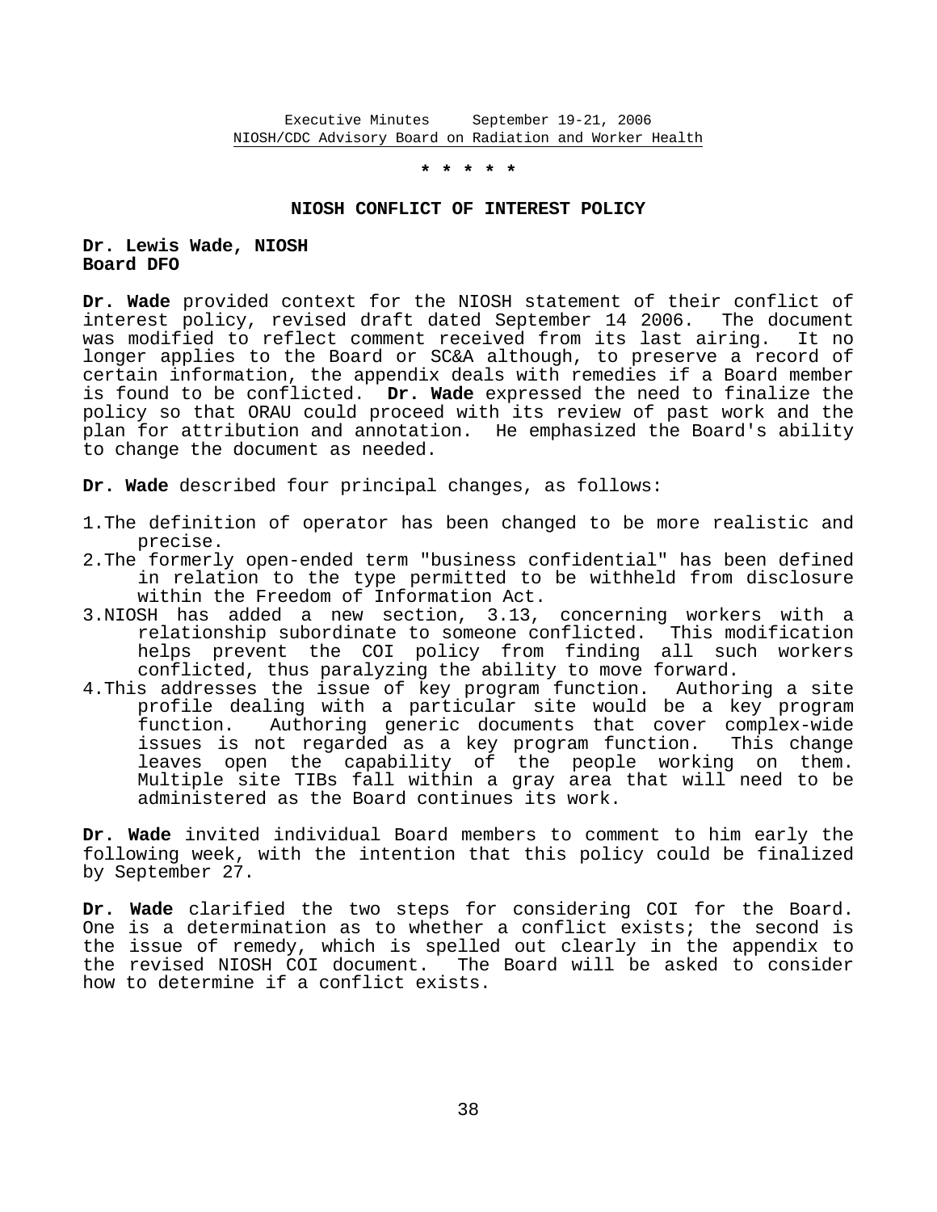\* \* \* \* \*

## NIOSH CONFLICT OF INTEREST POLICY

**Dr. Lewis Wade, NIOSH**
**Board DFO**

**Dr. Wade** provided context for the NIOSH statement of their conflict of interest policy, revised draft dated September 14 2006. The document was modified to reflect comment received from its last airing. It no longer applies to the Board or SC&A although, to preserve a record of certain information, the appendix deals with remedies if a Board member is found to be conflicted. **Dr. Wade** expressed the need to finalize the policy so that ORAU could proceed with its review of past work and the plan for attribution and annotation. He emphasized the Board's ability to change the document as needed.

**Dr. Wade** described four principal changes, as follows:

1. The definition of operator has been changed to be more realistic and precise.
2. The formerly open-ended term "business confidential" has been defined in relation to the type permitted to be withheld from disclosure within the Freedom of Information Act.
3. NIOSH has added a new section, 3.13, concerning workers with a relationship subordinate to someone conflicted. This modification helps prevent the COI policy from finding all such workers conflicted, thus paralyzing the ability to move forward.
4. This addresses the issue of key program function. Authoring a site profile dealing with a particular site would be a key program function. Authoring generic documents that cover complex-wide issues is not regarded as a key program function. This change leaves open the capability of the people working on them. Multiple site TIBs fall within a gray area that will need to be administered as the Board continues its work.

**Dr. Wade** invited individual Board members to comment to him early the following week, with the intention that this policy could be finalized by September 27.

**Dr. Wade** clarified the two steps for considering COI for the Board. One is a determination as to whether a conflict exists; the second is the issue of remedy, which is spelled out clearly in the appendix to the revised NIOSH COI document. The Board will be asked to consider how to determine if a conflict exists.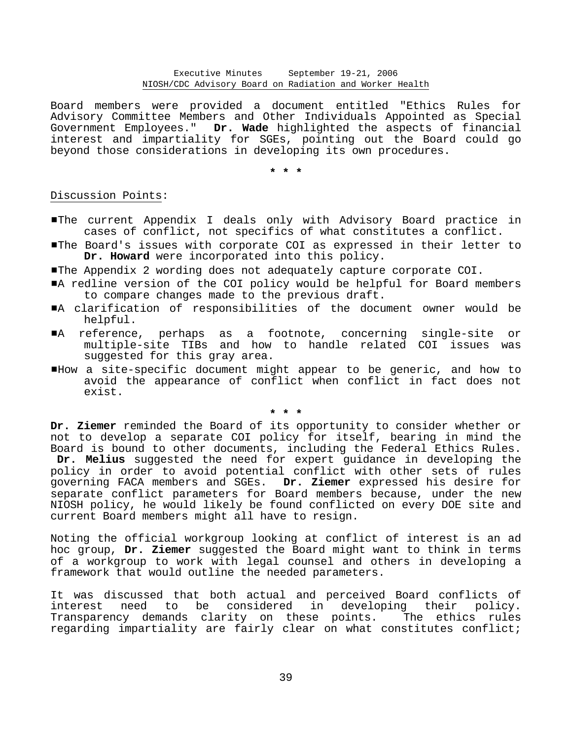Board members were provided a document entitled "Ethics Rules for Advisory Committee Members and Other Individuals Appointed as Special Government Employees." **Dr. Wade** highlighted the aspects of financial interest and impartiality for SGEs, pointing out the Board could go beyond those considerations in developing its own procedures.

**\* \* \***

Discussion Points:

- The current Appendix I deals only with Advisory Board practice in cases of conflict, not specifics of what constitutes a conflict.
- The Board's issues with corporate COI as expressed in their letter to **Dr. Howard** were incorporated into this policy.
- The Appendix 2 wording does not adequately capture corporate COI.
- A redline version of the COI policy would be helpful for Board members to compare changes made to the previous draft.
- A clarification of responsibilities of the document owner would be helpful.
- A reference, perhaps as a footnote, concerning single-site or multiple-site TIBs and how to handle related COI issues was suggested for this gray area.
- How a site-specific document might appear to be generic, and how to avoid the appearance of conflict when conflict in fact does not exist.

**\* \* \***

**Dr. Ziemer** reminded the Board of its opportunity to consider whether or not to develop a separate COI policy for itself, bearing in mind the Board is bound to other documents, including the Federal Ethics Rules. **Dr. Melius** suggested the need for expert guidance in developing the policy in order to avoid potential conflict with other sets of rules governing FACA members and SGEs. **Dr. Ziemer** expressed his desire for separate conflict parameters for Board members because, under the new NIOSH policy, he would likely be found conflicted on every DOE site and current Board members might all have to resign.

Noting the official workgroup looking at conflict of interest is an ad hoc group, **Dr. Ziemer** suggested the Board might want to think in terms of a workgroup to work with legal counsel and others in developing a framework that would outline the needed parameters.

It was discussed that both actual and perceived Board conflicts of interest need to be considered in developing their policy. Transparency demands clarity on these points. The ethics rules regarding impartiality are fairly clear on what constitutes conflict;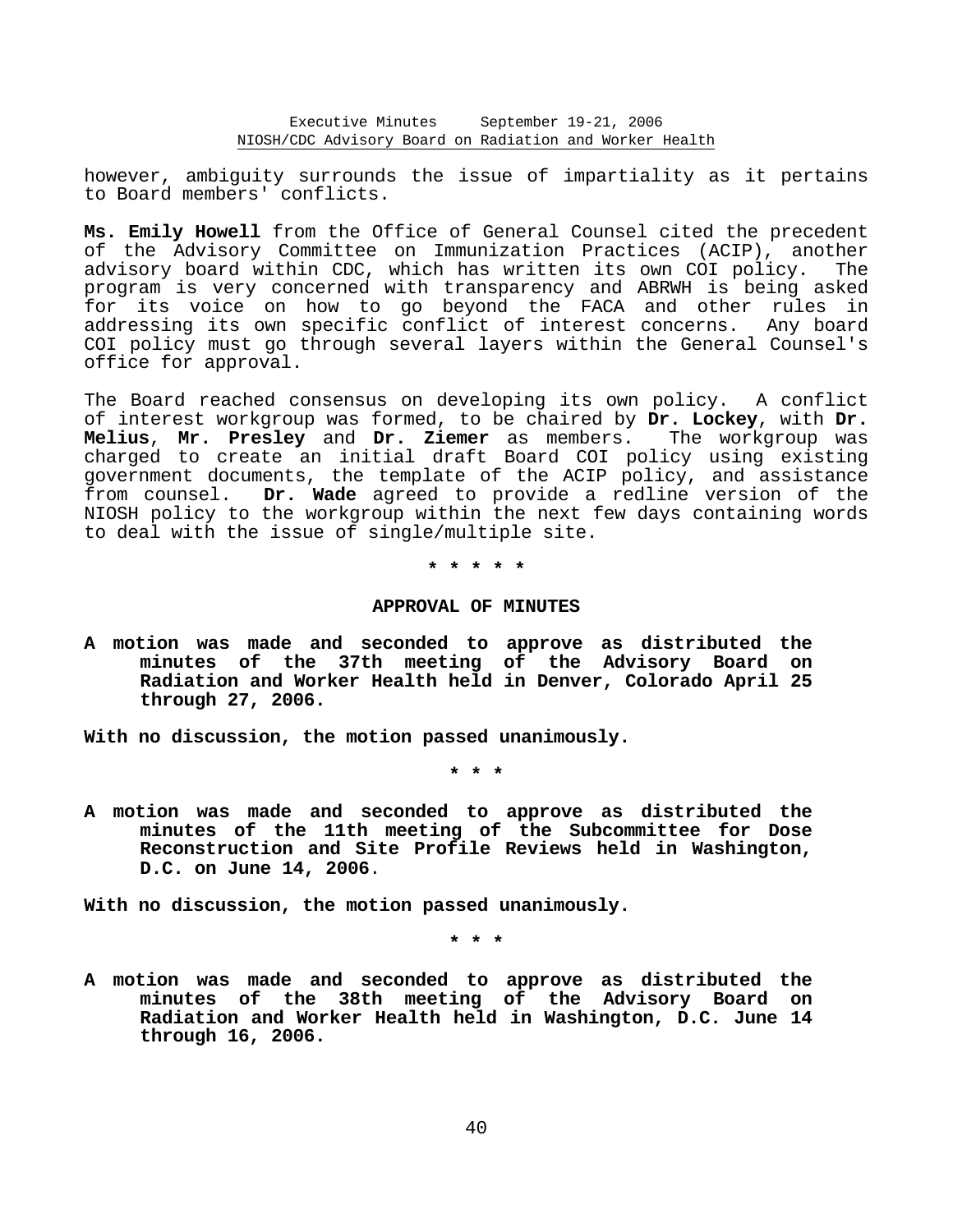however, ambiguity surrounds the issue of impartiality as it pertains to Board members' conflicts.

**Ms. Emily Howell** from the Office of General Counsel cited the precedent of the Advisory Committee on Immunization Practices (ACIP), another advisory board within CDC, which has written its own COI policy. The program is very concerned with transparency and ABRWH is being asked for its voice on how to go beyond the FACA and other rules in addressing its own specific conflict of interest concerns. Any board COI policy must go through several layers within the General Counsel's office for approval.

The Board reached consensus on developing its own policy. A conflict of interest workgroup was formed, to be chaired by **Dr. Lockey**, with **Dr. Melius**, **Mr. Presley** and **Dr. Ziemer** as members. The workgroup was charged to create an initial draft Board COI policy using existing government documents, the template of the ACIP policy, and assistance from counsel. **Dr. Wade** agreed to provide a redline version of the NIOSH policy to the workgroup within the next few days containing words to deal with the issue of single/multiple site.

\* \* \* \* \*

## APPROVAL OF MINUTES

**A motion was made and seconded to approve as distributed the minutes of the 37th meeting of the Advisory Board on Radiation and Worker Health held in Denver, Colorado April 25 through 27, 2006.**

**With no discussion, the motion passed unanimously.**

\* \* \*

**A motion was made and seconded to approve as distributed the minutes of the 11th meeting of the Subcommittee for Dose Reconstruction and Site Profile Reviews held in Washington, D.C. on June 14, 2006.**

**With no discussion, the motion passed unanimously.**

\* \* \*

**A motion was made and seconded to approve as distributed the minutes of the 38th meeting of the Advisory Board on Radiation and Worker Health held in Washington, D.C. June 14 through 16, 2006.**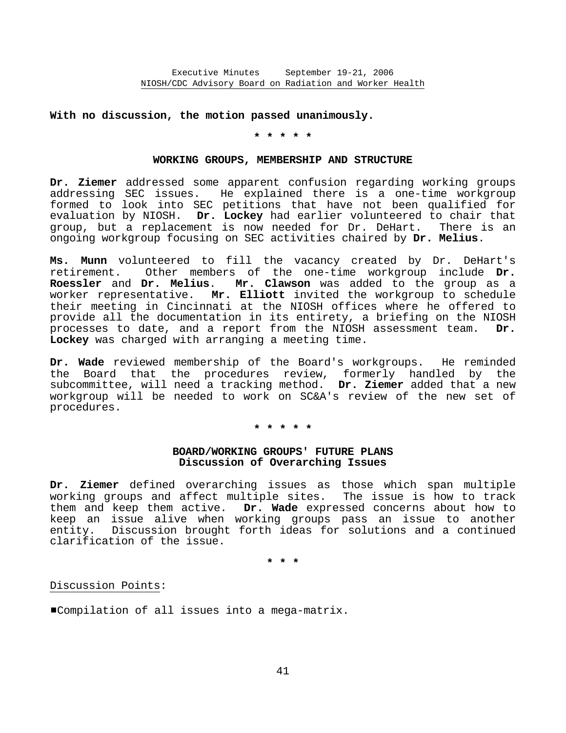**With no discussion, the motion passed unanimously.**

\* \* \* \* \*

## WORKING GROUPS, MEMBERSHIP AND STRUCTURE

**Dr. Ziemer** addressed some apparent confusion regarding working groups addressing SEC issues. He explained there is a one-time workgroup formed to look into SEC petitions that have not been qualified for evaluation by NIOSH. **Dr. Lockey** had earlier volunteered to chair that group, but a replacement is now needed for Dr. DeHart. There is an ongoing workgroup focusing on SEC activities chaired by **Dr. Melius**.

**Ms. Munn** volunteered to fill the vacancy created by Dr. DeHart's retirement. Other members of the one-time workgroup include **Dr. Roessler** and **Dr. Melius**. **Mr. Clawson** was added to the group as a worker representative. **Mr. Elliott** invited the workgroup to schedule their meeting in Cincinnati at the NIOSH offices where he offered to provide all the documentation in its entirety, a briefing on the NIOSH processes to date, and a report from the NIOSH assessment team. **Dr. Lockey** was charged with arranging a meeting time.

**Dr. Wade** reviewed membership of the Board's workgroups. He reminded the Board that the procedures review, formerly handled by the subcommittee, will need a tracking method. **Dr. Ziemer** added that a new workgroup will be needed to work on SC&A's review of the new set of procedures.

\* \* \* \* \*

## BOARD/WORKING GROUPS' FUTURE PLANS
### Discussion of Overarching Issues

**Dr. Ziemer** defined overarching issues as those which span multiple working groups and affect multiple sites. The issue is how to track them and keep them active. **Dr. Wade** expressed concerns about how to keep an issue alive when working groups pass an issue to another entity. Discussion brought forth ideas for solutions and a continued clarification of the issue.

\* \* \*

Discussion Points:

- Compilation of all issues into a mega-matrix.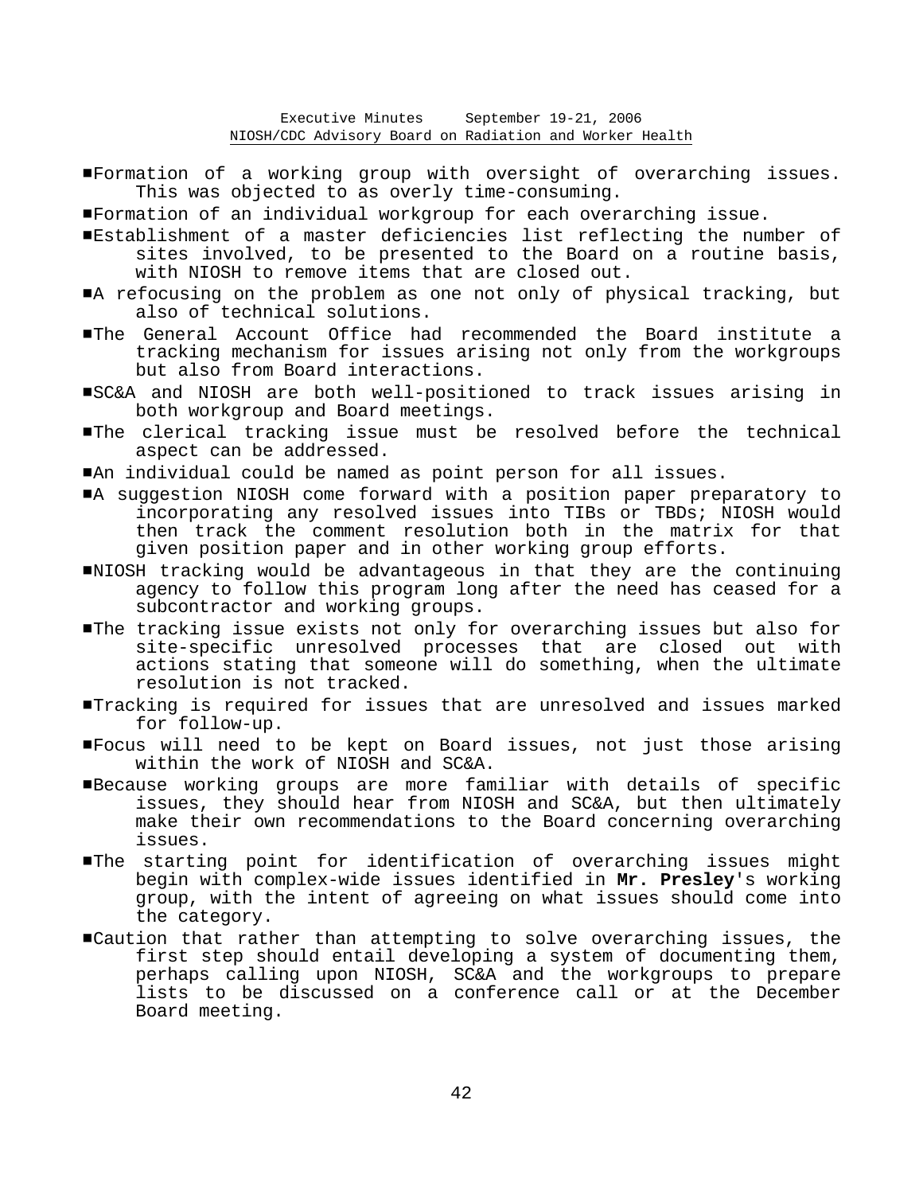- Formation of a working group with oversight of overarching issues. This was objected to as overly time-consuming.
- Formation of an individual workgroup for each overarching issue.
- Establishment of a master deficiencies list reflecting the number of sites involved, to be presented to the Board on a routine basis, with NIOSH to remove items that are closed out.
- A refocusing on the problem as one not only of physical tracking, but also of technical solutions.
- The General Account Office had recommended the Board institute a tracking mechanism for issues arising not only from the workgroups but also from Board interactions.
- SC&A and NIOSH are both well-positioned to track issues arising in both workgroup and Board meetings.
- The clerical tracking issue must be resolved before the technical aspect can be addressed.
- An individual could be named as point person for all issues.
- A suggestion NIOSH come forward with a position paper preparatory to incorporating any resolved issues into TIBs or TBDs; NIOSH would then track the comment resolution both in the matrix for that given position paper and in other working group efforts.
- NIOSH tracking would be advantageous in that they are the continuing agency to follow this program long after the need has ceased for a subcontractor and working groups.
- The tracking issue exists not only for overarching issues but also for site-specific unresolved processes that are closed out with actions stating that someone will do something, when the ultimate resolution is not tracked.
- Tracking is required for issues that are unresolved and issues marked for follow-up.
- Focus will need to be kept on Board issues, not just those arising within the work of NIOSH and SC&A.
- Because working groups are more familiar with details of specific issues, they should hear from NIOSH and SC&A, but then ultimately make their own recommendations to the Board concerning overarching issues.
- The starting point for identification of overarching issues might begin with complex-wide issues identified in **Mr. Presley**'s working group, with the intent of agreeing on what issues should come into the category.
- Caution that rather than attempting to solve overarching issues, the first step should entail developing a system of documenting them, perhaps calling upon NIOSH, SC&A and the workgroups to prepare lists to be discussed on a conference call or at the December Board meeting.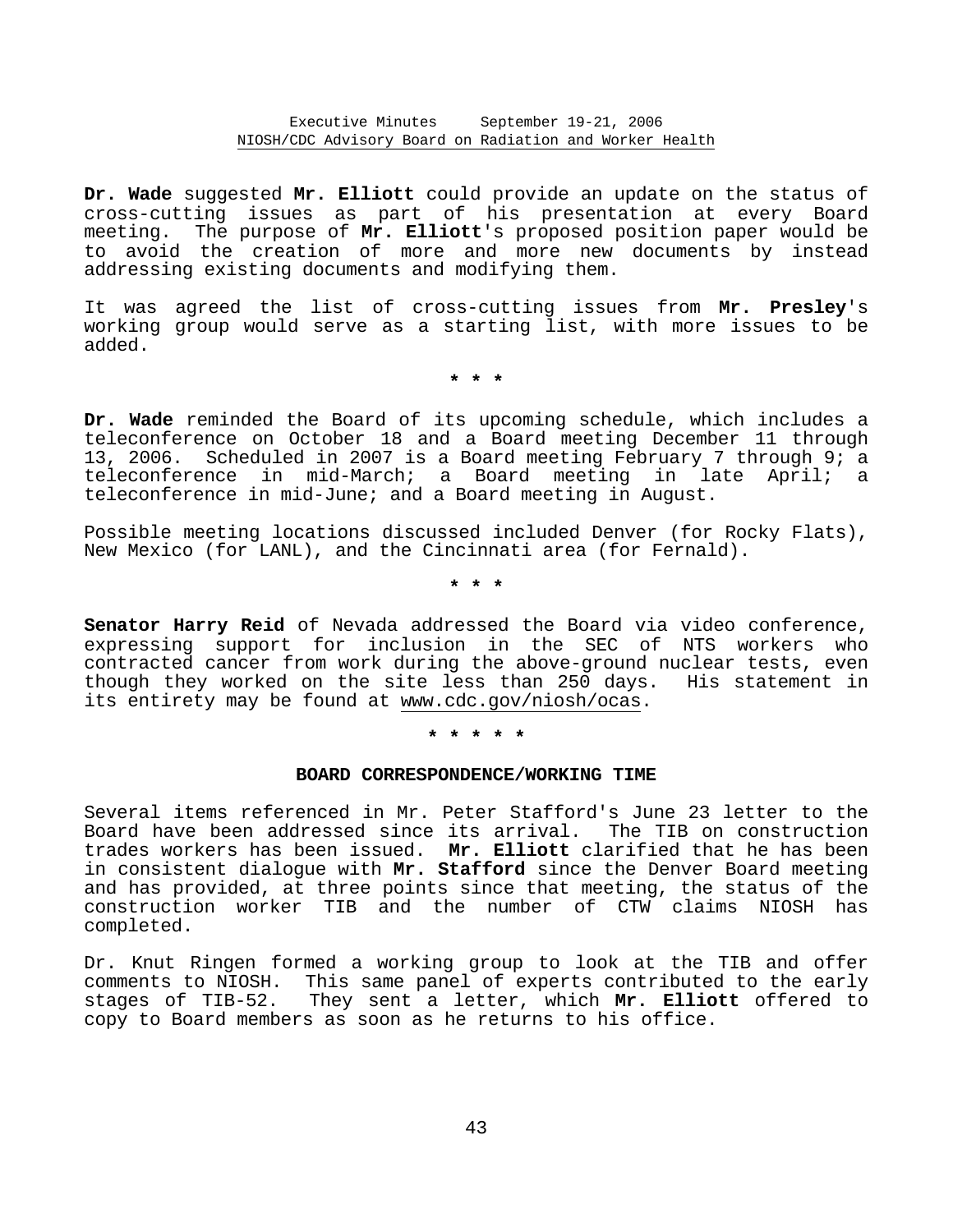**Dr. Wade** suggested **Mr. Elliott** could provide an update on the status of cross-cutting issues as part of his presentation at every Board meeting. The purpose of **Mr. Elliott**'s proposed position paper would be to avoid the creation of more and more new documents by instead addressing existing documents and modifying them.

It was agreed the list of cross-cutting issues from **Mr. Presley**'s working group would serve as a starting list, with more issues to be added.

**\* \* \***

**Dr. Wade** reminded the Board of its upcoming schedule, which includes a teleconference on October 18 and a Board meeting December 11 through 13, 2006. Scheduled in 2007 is a Board meeting February 7 through 9; a teleconference in mid-March; a Board meeting in late April; a teleconference in mid-June; and a Board meeting in August.

Possible meeting locations discussed included Denver (for Rocky Flats), New Mexico (for LANL), and the Cincinnati area (for Fernald).

**\* \* \***

**Senator Harry Reid** of Nevada addressed the Board via video conference, expressing support for inclusion in the SEC of NTS workers who contracted cancer from work during the above-ground nuclear tests, even though they worked on the site less than 250 days. His statement in its entirety may be found at www.cdc.gov/niosh/ocas.

**\* \* \* \* \***

**BOARD CORRESPONDENCE/WORKING TIME**

Several items referenced in Mr. Peter Stafford's June 23 letter to the Board have been addressed since its arrival. The TIB on construction trades workers has been issued. **Mr. Elliott** clarified that he has been in consistent dialogue with **Mr. Stafford** since the Denver Board meeting and has provided, at three points since that meeting, the status of the construction worker TIB and the number of CTW claims NIOSH has completed.

Dr. Knut Ringen formed a working group to look at the TIB and offer comments to NIOSH. This same panel of experts contributed to the early stages of TIB-52. They sent a letter, which **Mr. Elliott** offered to copy to Board members as soon as he returns to his office.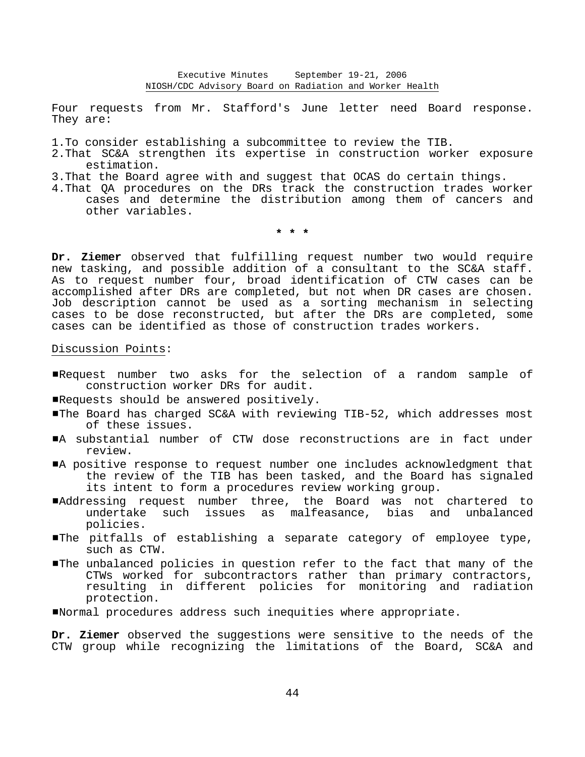Four requests from Mr. Stafford's June letter need Board response. They are:

1. To consider establishing a subcommittee to review the TIB.
2. That SC&A strengthen its expertise in construction worker exposure estimation.
3. That the Board agree with and suggest that OCAS do certain things.
4. That QA procedures on the DRs track the construction trades worker cases and determine the distribution among them of cancers and other variables.

\* \* \*

**Dr. Ziemer** observed that fulfilling request number two would require new tasking, and possible addition of a consultant to the SC&A staff. As to request number four, broad identification of CTW cases can be accomplished after DRs are completed, but not when DR cases are chosen. Job description cannot be used as a sorting mechanism in selecting cases to be dose reconstructed, but after the DRs are completed, some cases can be identified as those of construction trades workers.

Discussion Points:

- Request number two asks for the selection of a random sample of construction worker DRs for audit.
- Requests should be answered positively.
- The Board has charged SC&A with reviewing TIB-52, which addresses most of these issues.
- A substantial number of CTW dose reconstructions are in fact under review.
- A positive response to request number one includes acknowledgment that the review of the TIB has been tasked, and the Board has signaled its intent to form a procedures review working group.
- Addressing request number three, the Board was not chartered to undertake such issues as malfeasance, bias and unbalanced policies.
- The pitfalls of establishing a separate category of employee type, such as CTW.
- The unbalanced policies in question refer to the fact that many of the CTWs worked for subcontractors rather than primary contractors, resulting in different policies for monitoring and radiation protection.
- Normal procedures address such inequities where appropriate.

**Dr. Ziemer** observed the suggestions were sensitive to the needs of the CTW group while recognizing the limitations of the Board, SC&A and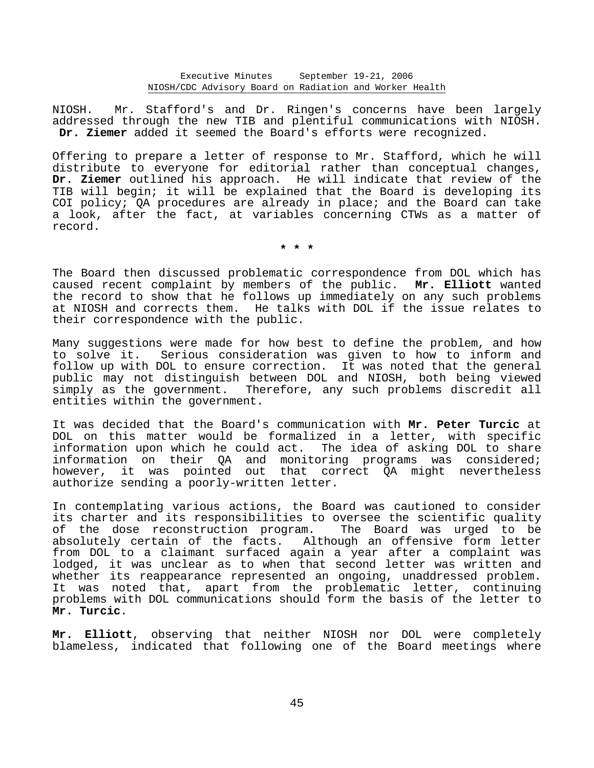NIOSH. Mr. Stafford's and Dr. Ringen's concerns have been largely addressed through the new TIB and plentiful communications with NIOSH. **Dr. Ziemer** added it seemed the Board's efforts were recognized.

Offering to prepare a letter of response to Mr. Stafford, which he will distribute to everyone for editorial rather than conceptual changes, **Dr. Ziemer** outlined his approach. He will indicate that review of the TIB will begin; it will be explained that the Board is developing its COI policy; QA procedures are already in place; and the Board can take a look, after the fact, at variables concerning CTWs as a matter of record.

\* \* \*

The Board then discussed problematic correspondence from DOL which has caused recent complaint by members of the public. **Mr. Elliott** wanted the record to show that he follows up immediately on any such problems at NIOSH and corrects them. He talks with DOL if the issue relates to their correspondence with the public.

Many suggestions were made for how best to define the problem, and how to solve it. Serious consideration was given to how to inform and follow up with DOL to ensure correction. It was noted that the general public may not distinguish between DOL and NIOSH, both being viewed simply as the government. Therefore, any such problems discredit all entities within the government.

It was decided that the Board's communication with **Mr. Peter Turcic** at DOL on this matter would be formalized in a letter, with specific information upon which he could act. The idea of asking DOL to share information on their QA and monitoring programs was considered; however, it was pointed out that correct QA might nevertheless authorize sending a poorly-written letter.

In contemplating various actions, the Board was cautioned to consider its charter and its responsibilities to oversee the scientific quality of the dose reconstruction program. The Board was urged to be absolutely certain of the facts. Although an offensive form letter from DOL to a claimant surfaced again a year after a complaint was lodged, it was unclear as to when that second letter was written and whether its reappearance represented an ongoing, unaddressed problem. It was noted that, apart from the problematic letter, continuing problems with DOL communications should form the basis of the letter to **Mr. Turcic**.

**Mr. Elliott**, observing that neither NIOSH nor DOL were completely blameless, indicated that following one of the Board meetings where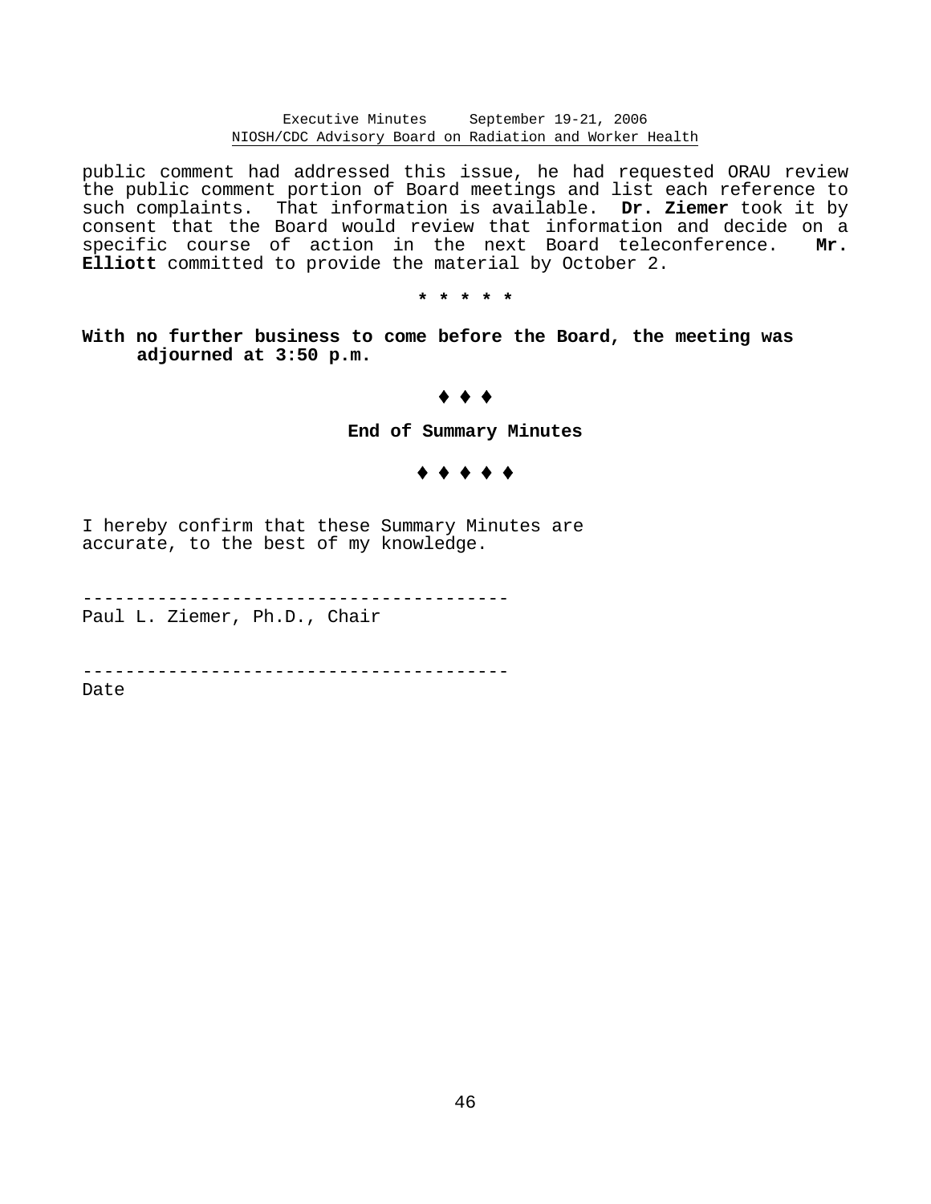public comment had addressed this issue, he had requested ORAU review the public comment portion of Board meetings and list each reference to such complaints. That information is available. **Dr. Ziemer** took it by consent that the Board would review that information and decide on a specific course of action in the next Board teleconference. **Mr. Elliott** committed to provide the material by October 2.

\* \* \* \* \*

**With no further business to come before the Board, the meeting was adjourned at 3:50 p.m.**

♦ ♦ ♦

**End of Summary Minutes**

♦ ♦ ♦ ♦ ♦

I hereby confirm that these Summary Minutes are accurate, to the best of my knowledge.

---------------------------------------

Paul L. Ziemer, Ph.D., Chair

---------------------------------------

Date